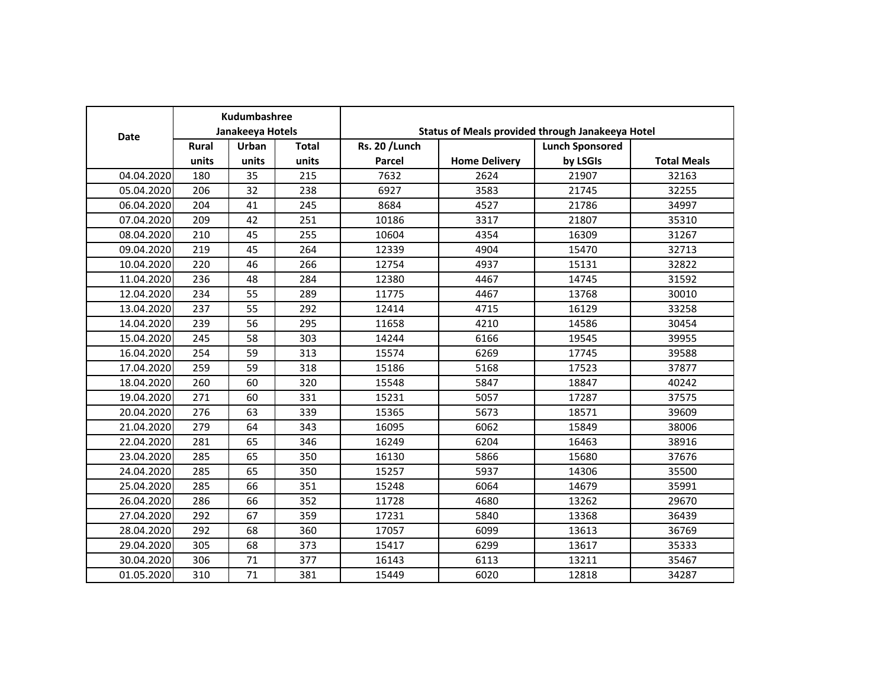| Date | Kudumbashree Janakeeya Hotels | | | Status of Meals provided through Janakeeya Hotel | | | |
|---|---|---|---|---|---|---|---|
| | Rural units | Urban units | Total units | Rs. 20 /Lunch Parcel | Home Delivery | Lunch Sponsored by LSGIs | Total Meals |
| 04.04.2020 | 180 | 35 | 215 | 7632 | 2624 | 21907 | 32163 |
| 05.04.2020 | 206 | 32 | 238 | 6927 | 3583 | 21745 | 32255 |
| 06.04.2020 | 204 | 41 | 245 | 8684 | 4527 | 21786 | 34997 |
| 07.04.2020 | 209 | 42 | 251 | 10186 | 3317 | 21807 | 35310 |
| 08.04.2020 | 210 | 45 | 255 | 10604 | 4354 | 16309 | 31267 |
| 09.04.2020 | 219 | 45 | 264 | 12339 | 4904 | 15470 | 32713 |
| 10.04.2020 | 220 | 46 | 266 | 12754 | 4937 | 15131 | 32822 |
| 11.04.2020 | 236 | 48 | 284 | 12380 | 4467 | 14745 | 31592 |
| 12.04.2020 | 234 | 55 | 289 | 11775 | 4467 | 13768 | 30010 |
| 13.04.2020 | 237 | 55 | 292 | 12414 | 4715 | 16129 | 33258 |
| 14.04.2020 | 239 | 56 | 295 | 11658 | 4210 | 14586 | 30454 |
| 15.04.2020 | 245 | 58 | 303 | 14244 | 6166 | 19545 | 39955 |
| 16.04.2020 | 254 | 59 | 313 | 15574 | 6269 | 17745 | 39588 |
| 17.04.2020 | 259 | 59 | 318 | 15186 | 5168 | 17523 | 37877 |
| 18.04.2020 | 260 | 60 | 320 | 15548 | 5847 | 18847 | 40242 |
| 19.04.2020 | 271 | 60 | 331 | 15231 | 5057 | 17287 | 37575 |
| 20.04.2020 | 276 | 63 | 339 | 15365 | 5673 | 18571 | 39609 |
| 21.04.2020 | 279 | 64 | 343 | 16095 | 6062 | 15849 | 38006 |
| 22.04.2020 | 281 | 65 | 346 | 16249 | 6204 | 16463 | 38916 |
| 23.04.2020 | 285 | 65 | 350 | 16130 | 5866 | 15680 | 37676 |
| 24.04.2020 | 285 | 65 | 350 | 15257 | 5937 | 14306 | 35500 |
| 25.04.2020 | 285 | 66 | 351 | 15248 | 6064 | 14679 | 35991 |
| 26.04.2020 | 286 | 66 | 352 | 11728 | 4680 | 13262 | 29670 |
| 27.04.2020 | 292 | 67 | 359 | 17231 | 5840 | 13368 | 36439 |
| 28.04.2020 | 292 | 68 | 360 | 17057 | 6099 | 13613 | 36769 |
| 29.04.2020 | 305 | 68 | 373 | 15417 | 6299 | 13617 | 35333 |
| 30.04.2020 | 306 | 71 | 377 | 16143 | 6113 | 13211 | 35467 |
| 01.05.2020 | 310 | 71 | 381 | 15449 | 6020 | 12818 | 34287 |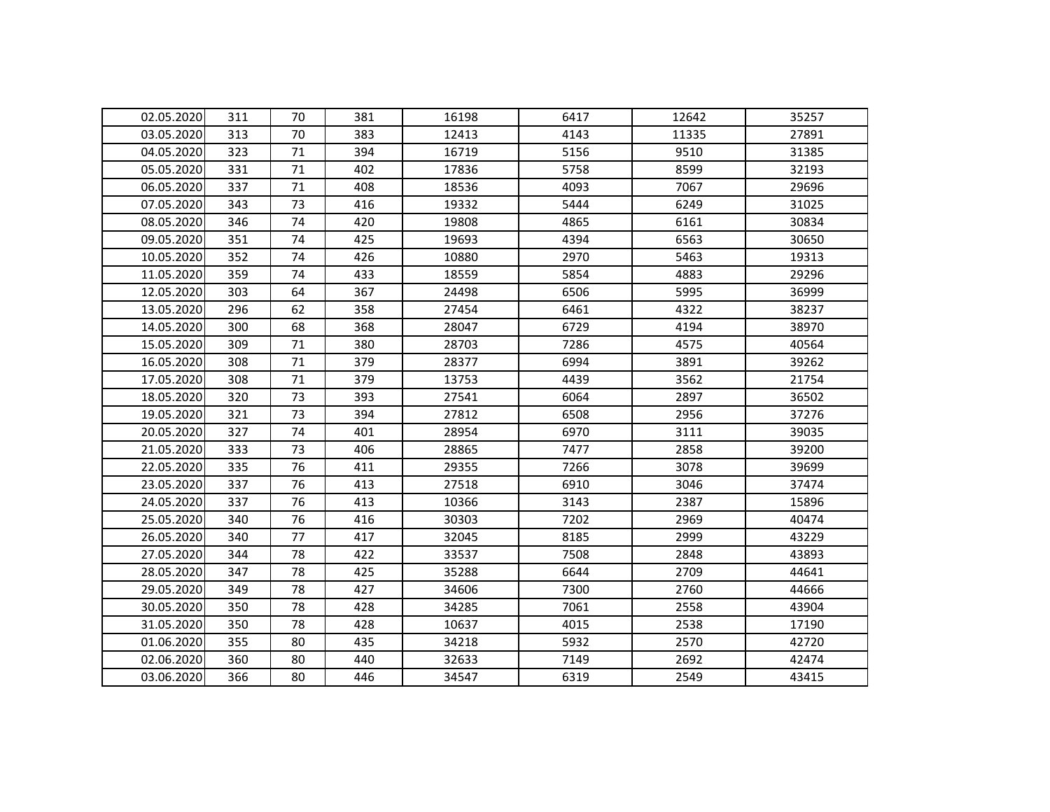| | | | | | | | |
|---|---|---|---|---|---|---|---|
| 02.05.2020 | 311 | 70 | 381 | 16198 | 6417 | 12642 | 35257 |
| 03.05.2020 | 313 | 70 | 383 | 12413 | 4143 | 11335 | 27891 |
| 04.05.2020 | 323 | 71 | 394 | 16719 | 5156 | 9510 | 31385 |
| 05.05.2020 | 331 | 71 | 402 | 17836 | 5758 | 8599 | 32193 |
| 06.05.2020 | 337 | 71 | 408 | 18536 | 4093 | 7067 | 29696 |
| 07.05.2020 | 343 | 73 | 416 | 19332 | 5444 | 6249 | 31025 |
| 08.05.2020 | 346 | 74 | 420 | 19808 | 4865 | 6161 | 30834 |
| 09.05.2020 | 351 | 74 | 425 | 19693 | 4394 | 6563 | 30650 |
| 10.05.2020 | 352 | 74 | 426 | 10880 | 2970 | 5463 | 19313 |
| 11.05.2020 | 359 | 74 | 433 | 18559 | 5854 | 4883 | 29296 |
| 12.05.2020 | 303 | 64 | 367 | 24498 | 6506 | 5995 | 36999 |
| 13.05.2020 | 296 | 62 | 358 | 27454 | 6461 | 4322 | 38237 |
| 14.05.2020 | 300 | 68 | 368 | 28047 | 6729 | 4194 | 38970 |
| 15.05.2020 | 309 | 71 | 380 | 28703 | 7286 | 4575 | 40564 |
| 16.05.2020 | 308 | 71 | 379 | 28377 | 6994 | 3891 | 39262 |
| 17.05.2020 | 308 | 71 | 379 | 13753 | 4439 | 3562 | 21754 |
| 18.05.2020 | 320 | 73 | 393 | 27541 | 6064 | 2897 | 36502 |
| 19.05.2020 | 321 | 73 | 394 | 27812 | 6508 | 2956 | 37276 |
| 20.05.2020 | 327 | 74 | 401 | 28954 | 6970 | 3111 | 39035 |
| 21.05.2020 | 333 | 73 | 406 | 28865 | 7477 | 2858 | 39200 |
| 22.05.2020 | 335 | 76 | 411 | 29355 | 7266 | 3078 | 39699 |
| 23.05.2020 | 337 | 76 | 413 | 27518 | 6910 | 3046 | 37474 |
| 24.05.2020 | 337 | 76 | 413 | 10366 | 3143 | 2387 | 15896 |
| 25.05.2020 | 340 | 76 | 416 | 30303 | 7202 | 2969 | 40474 |
| 26.05.2020 | 340 | 77 | 417 | 32045 | 8185 | 2999 | 43229 |
| 27.05.2020 | 344 | 78 | 422 | 33537 | 7508 | 2848 | 43893 |
| 28.05.2020 | 347 | 78 | 425 | 35288 | 6644 | 2709 | 44641 |
| 29.05.2020 | 349 | 78 | 427 | 34606 | 7300 | 2760 | 44666 |
| 30.05.2020 | 350 | 78 | 428 | 34285 | 7061 | 2558 | 43904 |
| 31.05.2020 | 350 | 78 | 428 | 10637 | 4015 | 2538 | 17190 |
| 01.06.2020 | 355 | 80 | 435 | 34218 | 5932 | 2570 | 42720 |
| 02.06.2020 | 360 | 80 | 440 | 32633 | 7149 | 2692 | 42474 |
| 03.06.2020 | 366 | 80 | 446 | 34547 | 6319 | 2549 | 43415 |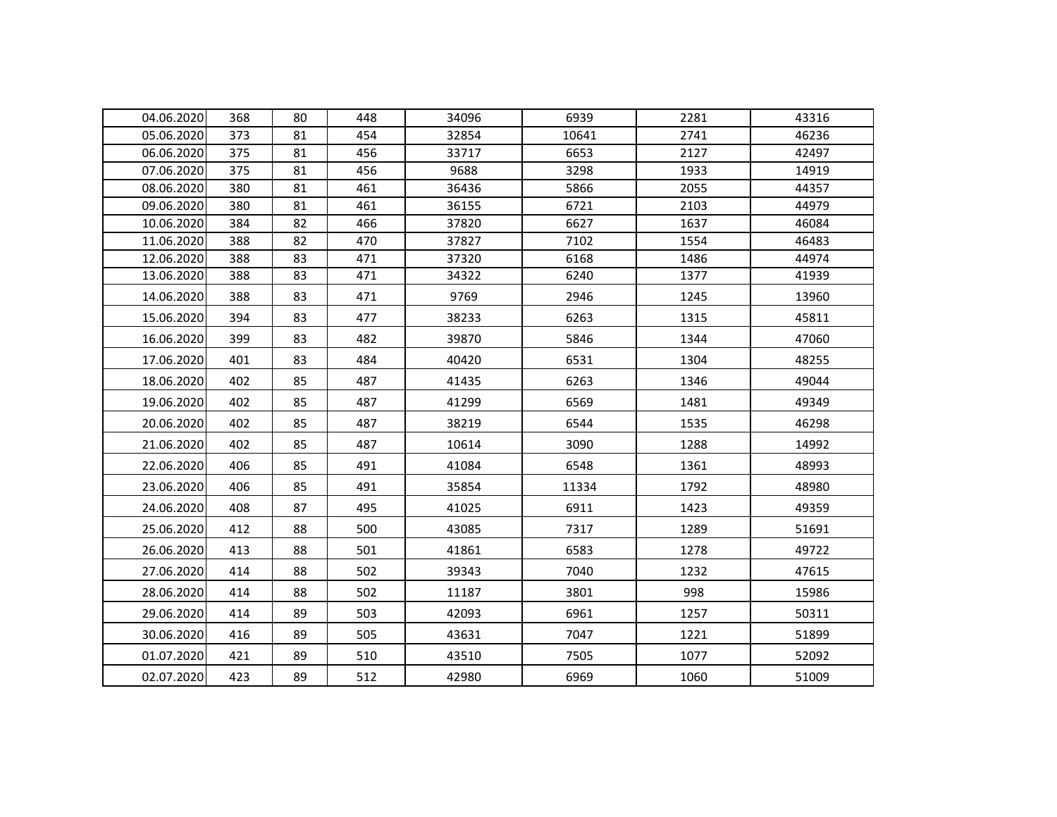| | | | | | | | |
|---|---|---|---|---|---|---|---|
| 04.06.2020 | 368 | 80 | 448 | 34096 | 6939 | 2281 | 43316 |
| 05.06.2020 | 373 | 81 | 454 | 32854 | 10641 | 2741 | 46236 |
| 06.06.2020 | 375 | 81 | 456 | 33717 | 6653 | 2127 | 42497 |
| 07.06.2020 | 375 | 81 | 456 | 9688 | 3298 | 1933 | 14919 |
| 08.06.2020 | 380 | 81 | 461 | 36436 | 5866 | 2055 | 44357 |
| 09.06.2020 | 380 | 81 | 461 | 36155 | 6721 | 2103 | 44979 |
| 10.06.2020 | 384 | 82 | 466 | 37820 | 6627 | 1637 | 46084 |
| 11.06.2020 | 388 | 82 | 470 | 37827 | 7102 | 1554 | 46483 |
| 12.06.2020 | 388 | 83 | 471 | 37320 | 6168 | 1486 | 44974 |
| 13.06.2020 | 388 | 83 | 471 | 34322 | 6240 | 1377 | 41939 |
| 14.06.2020 | 388 | 83 | 471 | 9769 | 2946 | 1245 | 13960 |
| 15.06.2020 | 394 | 83 | 477 | 38233 | 6263 | 1315 | 45811 |
| 16.06.2020 | 399 | 83 | 482 | 39870 | 5846 | 1344 | 47060 |
| 17.06.2020 | 401 | 83 | 484 | 40420 | 6531 | 1304 | 48255 |
| 18.06.2020 | 402 | 85 | 487 | 41435 | 6263 | 1346 | 49044 |
| 19.06.2020 | 402 | 85 | 487 | 41299 | 6569 | 1481 | 49349 |
| 20.06.2020 | 402 | 85 | 487 | 38219 | 6544 | 1535 | 46298 |
| 21.06.2020 | 402 | 85 | 487 | 10614 | 3090 | 1288 | 14992 |
| 22.06.2020 | 406 | 85 | 491 | 41084 | 6548 | 1361 | 48993 |
| 23.06.2020 | 406 | 85 | 491 | 35854 | 11334 | 1792 | 48980 |
| 24.06.2020 | 408 | 87 | 495 | 41025 | 6911 | 1423 | 49359 |
| 25.06.2020 | 412 | 88 | 500 | 43085 | 7317 | 1289 | 51691 |
| 26.06.2020 | 413 | 88 | 501 | 41861 | 6583 | 1278 | 49722 |
| 27.06.2020 | 414 | 88 | 502 | 39343 | 7040 | 1232 | 47615 |
| 28.06.2020 | 414 | 88 | 502 | 11187 | 3801 | 998 | 15986 |
| 29.06.2020 | 414 | 89 | 503 | 42093 | 6961 | 1257 | 50311 |
| 30.06.2020 | 416 | 89 | 505 | 43631 | 7047 | 1221 | 51899 |
| 01.07.2020 | 421 | 89 | 510 | 43510 | 7505 | 1077 | 52092 |
| 02.07.2020 | 423 | 89 | 512 | 42980 | 6969 | 1060 | 51009 |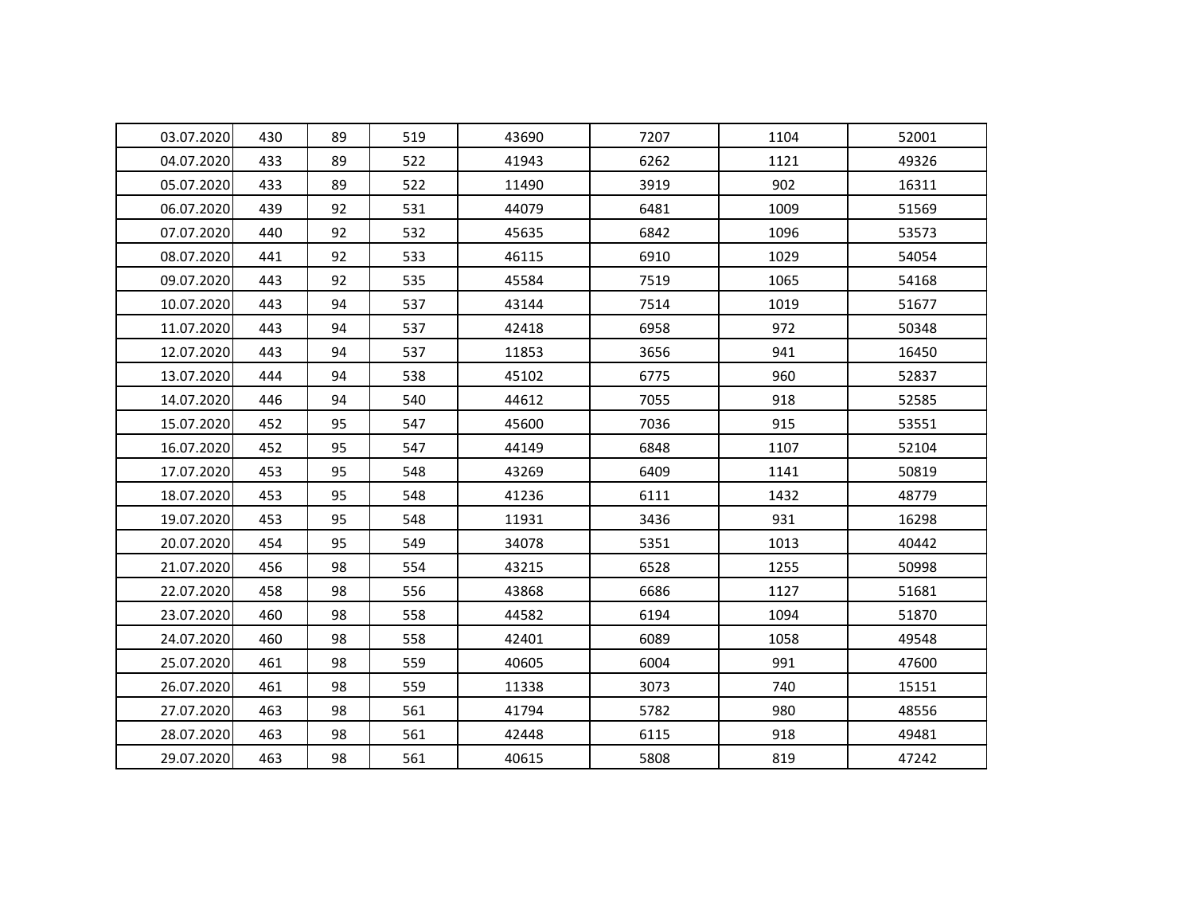| | | | | | | | |
|---|---|---|---|---|---|---|---|
| 03.07.2020 | 430 | 89 | 519 | 43690 | 7207 | 1104 | 52001 |
| 04.07.2020 | 433 | 89 | 522 | 41943 | 6262 | 1121 | 49326 |
| 05.07.2020 | 433 | 89 | 522 | 11490 | 3919 | 902 | 16311 |
| 06.07.2020 | 439 | 92 | 531 | 44079 | 6481 | 1009 | 51569 |
| 07.07.2020 | 440 | 92 | 532 | 45635 | 6842 | 1096 | 53573 |
| 08.07.2020 | 441 | 92 | 533 | 46115 | 6910 | 1029 | 54054 |
| 09.07.2020 | 443 | 92 | 535 | 45584 | 7519 | 1065 | 54168 |
| 10.07.2020 | 443 | 94 | 537 | 43144 | 7514 | 1019 | 51677 |
| 11.07.2020 | 443 | 94 | 537 | 42418 | 6958 | 972 | 50348 |
| 12.07.2020 | 443 | 94 | 537 | 11853 | 3656 | 941 | 16450 |
| 13.07.2020 | 444 | 94 | 538 | 45102 | 6775 | 960 | 52837 |
| 14.07.2020 | 446 | 94 | 540 | 44612 | 7055 | 918 | 52585 |
| 15.07.2020 | 452 | 95 | 547 | 45600 | 7036 | 915 | 53551 |
| 16.07.2020 | 452 | 95 | 547 | 44149 | 6848 | 1107 | 52104 |
| 17.07.2020 | 453 | 95 | 548 | 43269 | 6409 | 1141 | 50819 |
| 18.07.2020 | 453 | 95 | 548 | 41236 | 6111 | 1432 | 48779 |
| 19.07.2020 | 453 | 95 | 548 | 11931 | 3436 | 931 | 16298 |
| 20.07.2020 | 454 | 95 | 549 | 34078 | 5351 | 1013 | 40442 |
| 21.07.2020 | 456 | 98 | 554 | 43215 | 6528 | 1255 | 50998 |
| 22.07.2020 | 458 | 98 | 556 | 43868 | 6686 | 1127 | 51681 |
| 23.07.2020 | 460 | 98 | 558 | 44582 | 6194 | 1094 | 51870 |
| 24.07.2020 | 460 | 98 | 558 | 42401 | 6089 | 1058 | 49548 |
| 25.07.2020 | 461 | 98 | 559 | 40605 | 6004 | 991 | 47600 |
| 26.07.2020 | 461 | 98 | 559 | 11338 | 3073 | 740 | 15151 |
| 27.07.2020 | 463 | 98 | 561 | 41794 | 5782 | 980 | 48556 |
| 28.07.2020 | 463 | 98 | 561 | 42448 | 6115 | 918 | 49481 |
| 29.07.2020 | 463 | 98 | 561 | 40615 | 5808 | 819 | 47242 |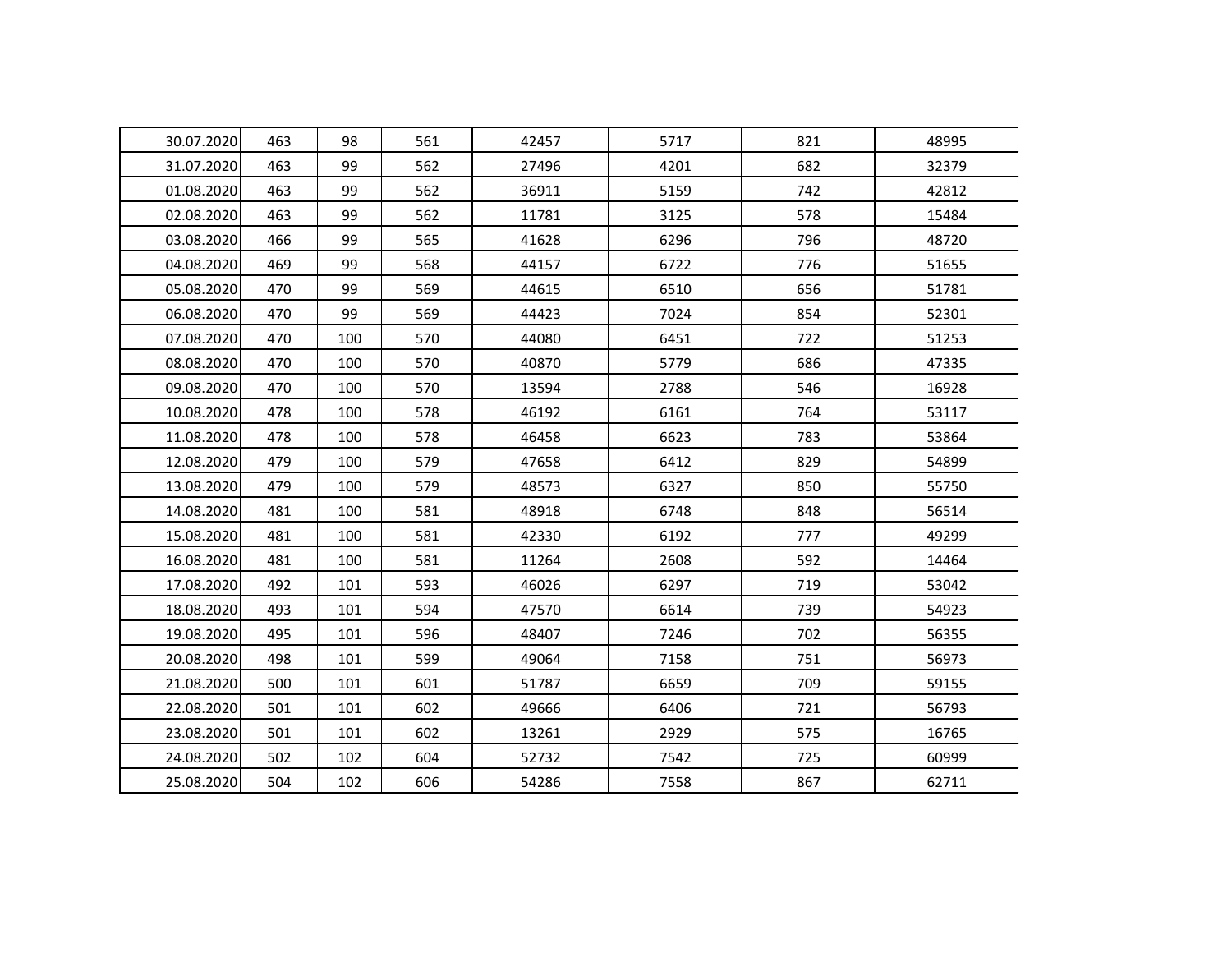| | | | | | | | |
|---|---|---|---|---|---|---|---|
| 30.07.2020 | 463 | 98 | 561 | 42457 | 5717 | 821 | 48995 |
| 31.07.2020 | 463 | 99 | 562 | 27496 | 4201 | 682 | 32379 |
| 01.08.2020 | 463 | 99 | 562 | 36911 | 5159 | 742 | 42812 |
| 02.08.2020 | 463 | 99 | 562 | 11781 | 3125 | 578 | 15484 |
| 03.08.2020 | 466 | 99 | 565 | 41628 | 6296 | 796 | 48720 |
| 04.08.2020 | 469 | 99 | 568 | 44157 | 6722 | 776 | 51655 |
| 05.08.2020 | 470 | 99 | 569 | 44615 | 6510 | 656 | 51781 |
| 06.08.2020 | 470 | 99 | 569 | 44423 | 7024 | 854 | 52301 |
| 07.08.2020 | 470 | 100 | 570 | 44080 | 6451 | 722 | 51253 |
| 08.08.2020 | 470 | 100 | 570 | 40870 | 5779 | 686 | 47335 |
| 09.08.2020 | 470 | 100 | 570 | 13594 | 2788 | 546 | 16928 |
| 10.08.2020 | 478 | 100 | 578 | 46192 | 6161 | 764 | 53117 |
| 11.08.2020 | 478 | 100 | 578 | 46458 | 6623 | 783 | 53864 |
| 12.08.2020 | 479 | 100 | 579 | 47658 | 6412 | 829 | 54899 |
| 13.08.2020 | 479 | 100 | 579 | 48573 | 6327 | 850 | 55750 |
| 14.08.2020 | 481 | 100 | 581 | 48918 | 6748 | 848 | 56514 |
| 15.08.2020 | 481 | 100 | 581 | 42330 | 6192 | 777 | 49299 |
| 16.08.2020 | 481 | 100 | 581 | 11264 | 2608 | 592 | 14464 |
| 17.08.2020 | 492 | 101 | 593 | 46026 | 6297 | 719 | 53042 |
| 18.08.2020 | 493 | 101 | 594 | 47570 | 6614 | 739 | 54923 |
| 19.08.2020 | 495 | 101 | 596 | 48407 | 7246 | 702 | 56355 |
| 20.08.2020 | 498 | 101 | 599 | 49064 | 7158 | 751 | 56973 |
| 21.08.2020 | 500 | 101 | 601 | 51787 | 6659 | 709 | 59155 |
| 22.08.2020 | 501 | 101 | 602 | 49666 | 6406 | 721 | 56793 |
| 23.08.2020 | 501 | 101 | 602 | 13261 | 2929 | 575 | 16765 |
| 24.08.2020 | 502 | 102 | 604 | 52732 | 7542 | 725 | 60999 |
| 25.08.2020 | 504 | 102 | 606 | 54286 | 7558 | 867 | 62711 |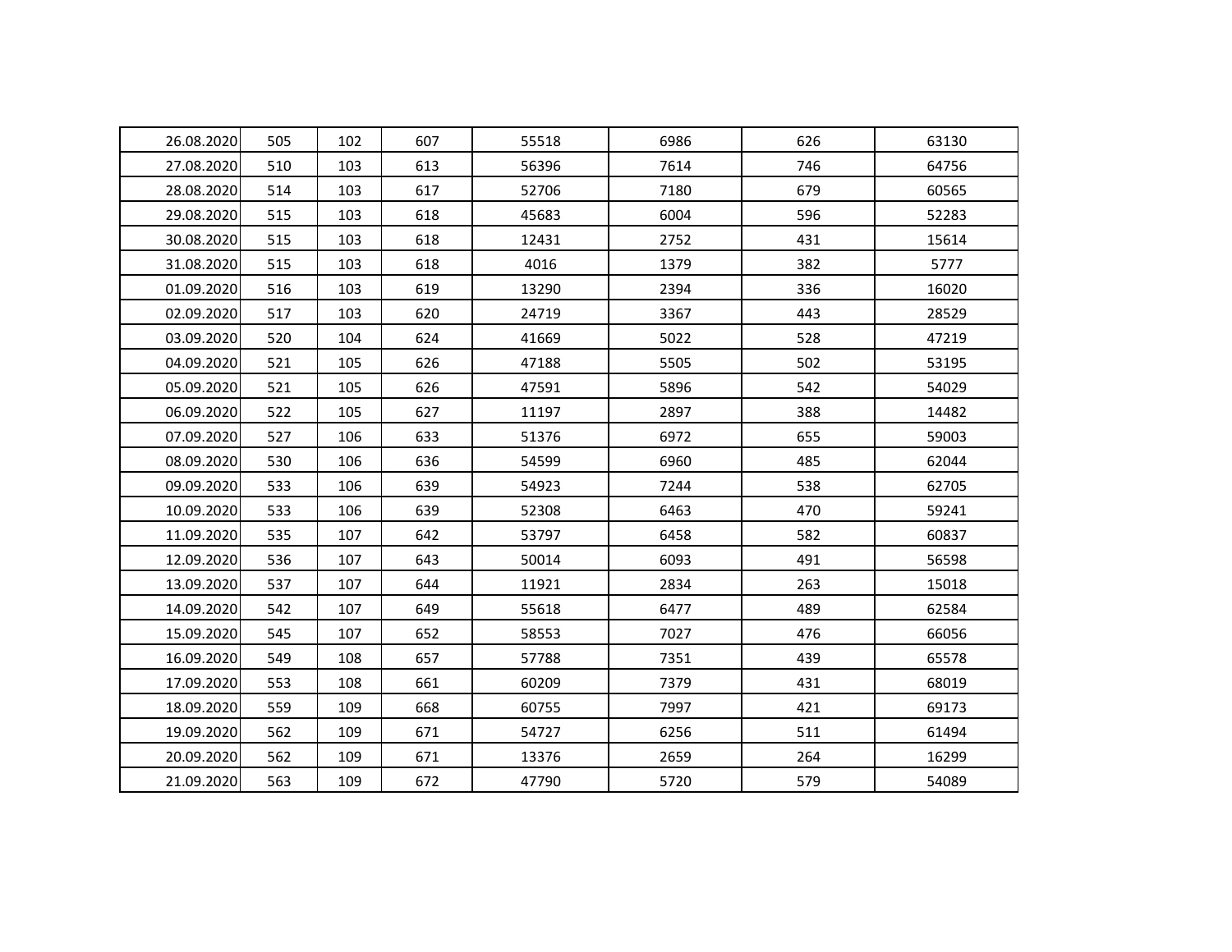| | | | | | | | |
|---|---|---|---|---|---|---|---|
| 26.08.2020 | 505 | 102 | 607 | 55518 | 6986 | 626 | 63130 |
| 27.08.2020 | 510 | 103 | 613 | 56396 | 7614 | 746 | 64756 |
| 28.08.2020 | 514 | 103 | 617 | 52706 | 7180 | 679 | 60565 |
| 29.08.2020 | 515 | 103 | 618 | 45683 | 6004 | 596 | 52283 |
| 30.08.2020 | 515 | 103 | 618 | 12431 | 2752 | 431 | 15614 |
| 31.08.2020 | 515 | 103 | 618 | 4016 | 1379 | 382 | 5777 |
| 01.09.2020 | 516 | 103 | 619 | 13290 | 2394 | 336 | 16020 |
| 02.09.2020 | 517 | 103 | 620 | 24719 | 3367 | 443 | 28529 |
| 03.09.2020 | 520 | 104 | 624 | 41669 | 5022 | 528 | 47219 |
| 04.09.2020 | 521 | 105 | 626 | 47188 | 5505 | 502 | 53195 |
| 05.09.2020 | 521 | 105 | 626 | 47591 | 5896 | 542 | 54029 |
| 06.09.2020 | 522 | 105 | 627 | 11197 | 2897 | 388 | 14482 |
| 07.09.2020 | 527 | 106 | 633 | 51376 | 6972 | 655 | 59003 |
| 08.09.2020 | 530 | 106 | 636 | 54599 | 6960 | 485 | 62044 |
| 09.09.2020 | 533 | 106 | 639 | 54923 | 7244 | 538 | 62705 |
| 10.09.2020 | 533 | 106 | 639 | 52308 | 6463 | 470 | 59241 |
| 11.09.2020 | 535 | 107 | 642 | 53797 | 6458 | 582 | 60837 |
| 12.09.2020 | 536 | 107 | 643 | 50014 | 6093 | 491 | 56598 |
| 13.09.2020 | 537 | 107 | 644 | 11921 | 2834 | 263 | 15018 |
| 14.09.2020 | 542 | 107 | 649 | 55618 | 6477 | 489 | 62584 |
| 15.09.2020 | 545 | 107 | 652 | 58553 | 7027 | 476 | 66056 |
| 16.09.2020 | 549 | 108 | 657 | 57788 | 7351 | 439 | 65578 |
| 17.09.2020 | 553 | 108 | 661 | 60209 | 7379 | 431 | 68019 |
| 18.09.2020 | 559 | 109 | 668 | 60755 | 7997 | 421 | 69173 |
| 19.09.2020 | 562 | 109 | 671 | 54727 | 6256 | 511 | 61494 |
| 20.09.2020 | 562 | 109 | 671 | 13376 | 2659 | 264 | 16299 |
| 21.09.2020 | 563 | 109 | 672 | 47790 | 5720 | 579 | 54089 |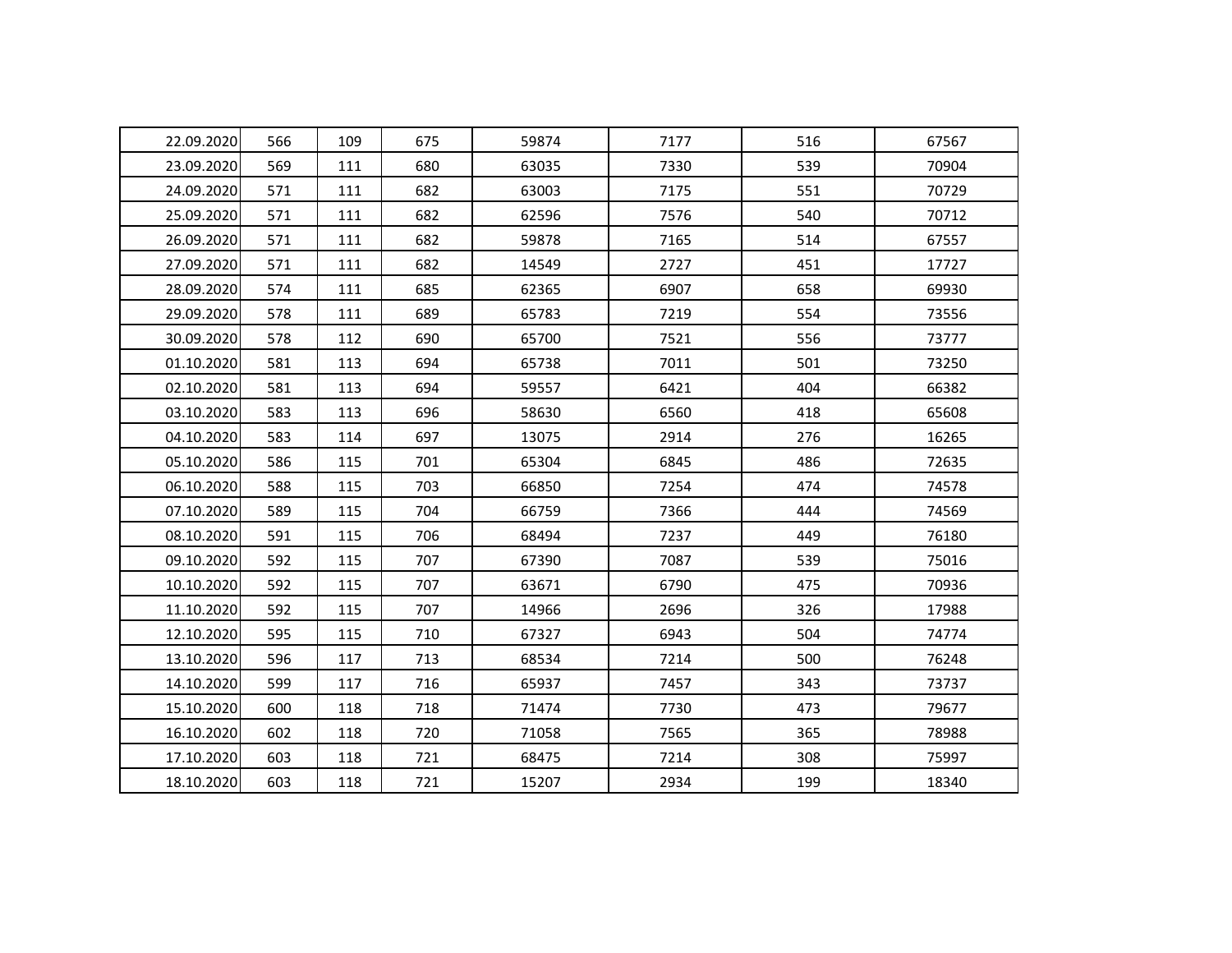|  |  |  |  |  |  |  |  |
|---|---|---|---|---|---|---|---|
| 22.09.2020 | 566 | 109 | 675 | 59874 | 7177 | 516 | 67567 |
| 23.09.2020 | 569 | 111 | 680 | 63035 | 7330 | 539 | 70904 |
| 24.09.2020 | 571 | 111 | 682 | 63003 | 7175 | 551 | 70729 |
| 25.09.2020 | 571 | 111 | 682 | 62596 | 7576 | 540 | 70712 |
| 26.09.2020 | 571 | 111 | 682 | 59878 | 7165 | 514 | 67557 |
| 27.09.2020 | 571 | 111 | 682 | 14549 | 2727 | 451 | 17727 |
| 28.09.2020 | 574 | 111 | 685 | 62365 | 6907 | 658 | 69930 |
| 29.09.2020 | 578 | 111 | 689 | 65783 | 7219 | 554 | 73556 |
| 30.09.2020 | 578 | 112 | 690 | 65700 | 7521 | 556 | 73777 |
| 01.10.2020 | 581 | 113 | 694 | 65738 | 7011 | 501 | 73250 |
| 02.10.2020 | 581 | 113 | 694 | 59557 | 6421 | 404 | 66382 |
| 03.10.2020 | 583 | 113 | 696 | 58630 | 6560 | 418 | 65608 |
| 04.10.2020 | 583 | 114 | 697 | 13075 | 2914 | 276 | 16265 |
| 05.10.2020 | 586 | 115 | 701 | 65304 | 6845 | 486 | 72635 |
| 06.10.2020 | 588 | 115 | 703 | 66850 | 7254 | 474 | 74578 |
| 07.10.2020 | 589 | 115 | 704 | 66759 | 7366 | 444 | 74569 |
| 08.10.2020 | 591 | 115 | 706 | 68494 | 7237 | 449 | 76180 |
| 09.10.2020 | 592 | 115 | 707 | 67390 | 7087 | 539 | 75016 |
| 10.10.2020 | 592 | 115 | 707 | 63671 | 6790 | 475 | 70936 |
| 11.10.2020 | 592 | 115 | 707 | 14966 | 2696 | 326 | 17988 |
| 12.10.2020 | 595 | 115 | 710 | 67327 | 6943 | 504 | 74774 |
| 13.10.2020 | 596 | 117 | 713 | 68534 | 7214 | 500 | 76248 |
| 14.10.2020 | 599 | 117 | 716 | 65937 | 7457 | 343 | 73737 |
| 15.10.2020 | 600 | 118 | 718 | 71474 | 7730 | 473 | 79677 |
| 16.10.2020 | 602 | 118 | 720 | 71058 | 7565 | 365 | 78988 |
| 17.10.2020 | 603 | 118 | 721 | 68475 | 7214 | 308 | 75997 |
| 18.10.2020 | 603 | 118 | 721 | 15207 | 2934 | 199 | 18340 |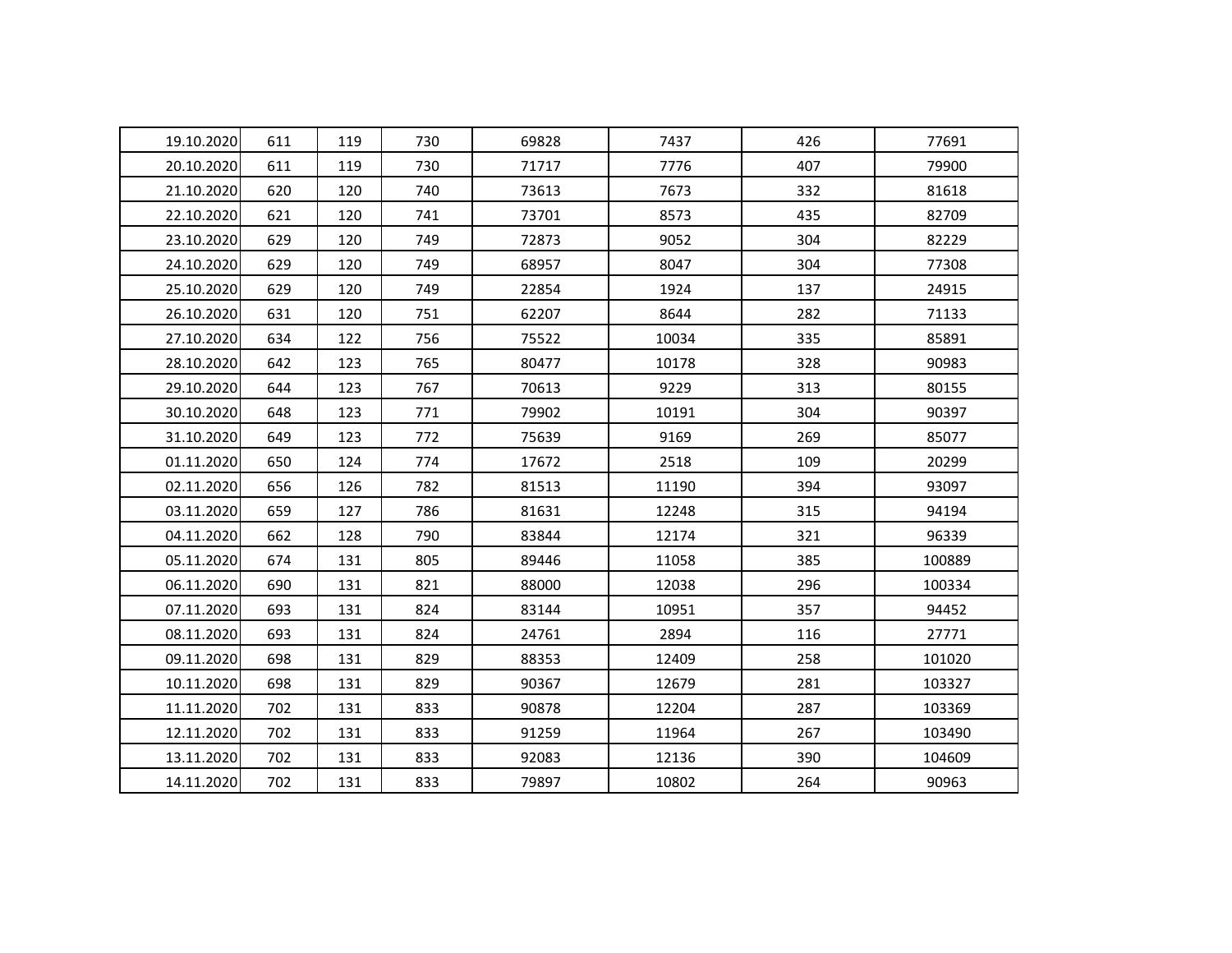| | | | | | | | |
|---|---|---|---|---|---|---|---|
| 19.10.2020 | 611 | 119 | 730 | 69828 | 7437 | 426 | 77691 |
| 20.10.2020 | 611 | 119 | 730 | 71717 | 7776 | 407 | 79900 |
| 21.10.2020 | 620 | 120 | 740 | 73613 | 7673 | 332 | 81618 |
| 22.10.2020 | 621 | 120 | 741 | 73701 | 8573 | 435 | 82709 |
| 23.10.2020 | 629 | 120 | 749 | 72873 | 9052 | 304 | 82229 |
| 24.10.2020 | 629 | 120 | 749 | 68957 | 8047 | 304 | 77308 |
| 25.10.2020 | 629 | 120 | 749 | 22854 | 1924 | 137 | 24915 |
| 26.10.2020 | 631 | 120 | 751 | 62207 | 8644 | 282 | 71133 |
| 27.10.2020 | 634 | 122 | 756 | 75522 | 10034 | 335 | 85891 |
| 28.10.2020 | 642 | 123 | 765 | 80477 | 10178 | 328 | 90983 |
| 29.10.2020 | 644 | 123 | 767 | 70613 | 9229 | 313 | 80155 |
| 30.10.2020 | 648 | 123 | 771 | 79902 | 10191 | 304 | 90397 |
| 31.10.2020 | 649 | 123 | 772 | 75639 | 9169 | 269 | 85077 |
| 01.11.2020 | 650 | 124 | 774 | 17672 | 2518 | 109 | 20299 |
| 02.11.2020 | 656 | 126 | 782 | 81513 | 11190 | 394 | 93097 |
| 03.11.2020 | 659 | 127 | 786 | 81631 | 12248 | 315 | 94194 |
| 04.11.2020 | 662 | 128 | 790 | 83844 | 12174 | 321 | 96339 |
| 05.11.2020 | 674 | 131 | 805 | 89446 | 11058 | 385 | 100889 |
| 06.11.2020 | 690 | 131 | 821 | 88000 | 12038 | 296 | 100334 |
| 07.11.2020 | 693 | 131 | 824 | 83144 | 10951 | 357 | 94452 |
| 08.11.2020 | 693 | 131 | 824 | 24761 | 2894 | 116 | 27771 |
| 09.11.2020 | 698 | 131 | 829 | 88353 | 12409 | 258 | 101020 |
| 10.11.2020 | 698 | 131 | 829 | 90367 | 12679 | 281 | 103327 |
| 11.11.2020 | 702 | 131 | 833 | 90878 | 12204 | 287 | 103369 |
| 12.11.2020 | 702 | 131 | 833 | 91259 | 11964 | 267 | 103490 |
| 13.11.2020 | 702 | 131 | 833 | 92083 | 12136 | 390 | 104609 |
| 14.11.2020 | 702 | 131 | 833 | 79897 | 10802 | 264 | 90963 |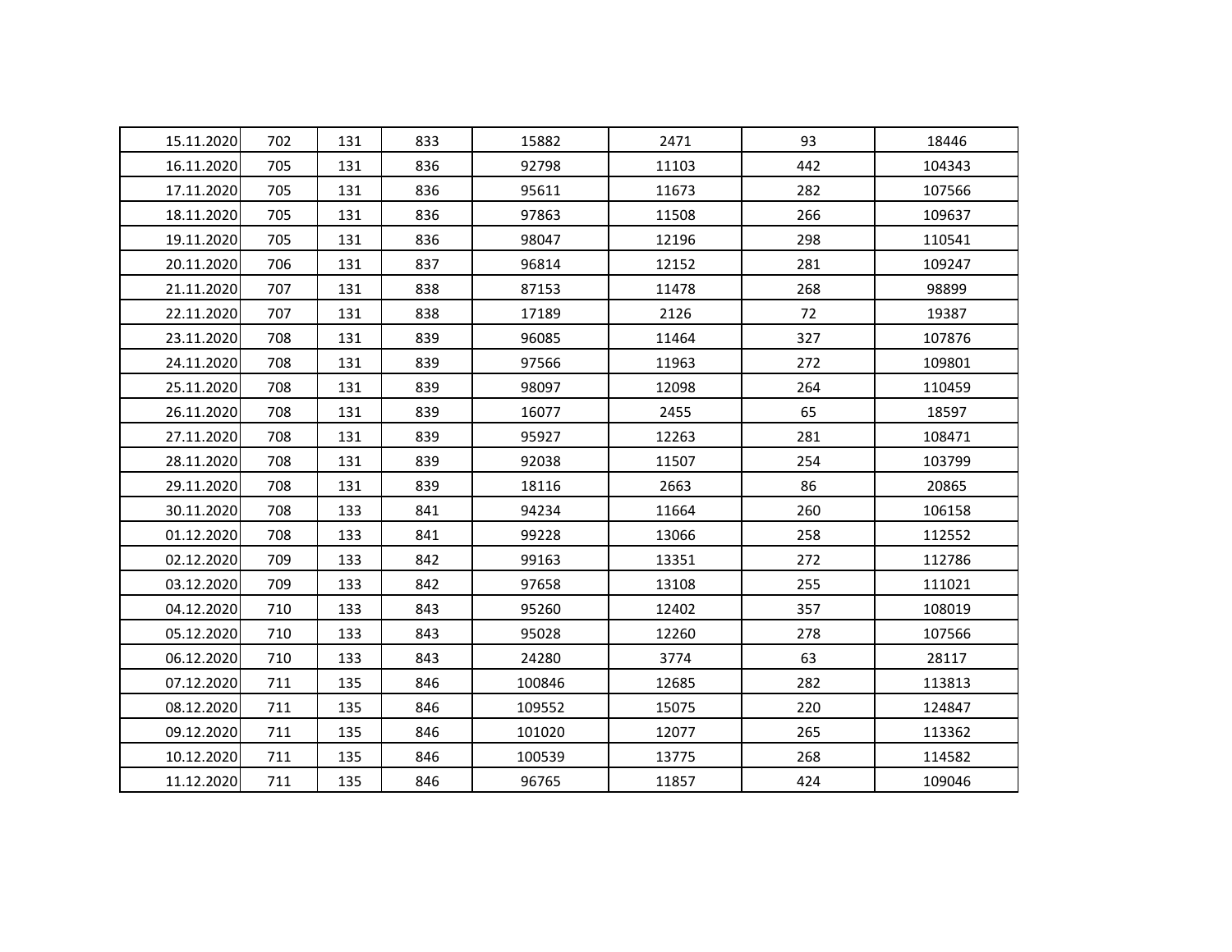| | | | | | | | |
|---|---|---|---|---|---|---|---|
| 15.11.2020 | 702 | 131 | 833 | 15882 | 2471 | 93 | 18446 |
| 16.11.2020 | 705 | 131 | 836 | 92798 | 11103 | 442 | 104343 |
| 17.11.2020 | 705 | 131 | 836 | 95611 | 11673 | 282 | 107566 |
| 18.11.2020 | 705 | 131 | 836 | 97863 | 11508 | 266 | 109637 |
| 19.11.2020 | 705 | 131 | 836 | 98047 | 12196 | 298 | 110541 |
| 20.11.2020 | 706 | 131 | 837 | 96814 | 12152 | 281 | 109247 |
| 21.11.2020 | 707 | 131 | 838 | 87153 | 11478 | 268 | 98899 |
| 22.11.2020 | 707 | 131 | 838 | 17189 | 2126 | 72 | 19387 |
| 23.11.2020 | 708 | 131 | 839 | 96085 | 11464 | 327 | 107876 |
| 24.11.2020 | 708 | 131 | 839 | 97566 | 11963 | 272 | 109801 |
| 25.11.2020 | 708 | 131 | 839 | 98097 | 12098 | 264 | 110459 |
| 26.11.2020 | 708 | 131 | 839 | 16077 | 2455 | 65 | 18597 |
| 27.11.2020 | 708 | 131 | 839 | 95927 | 12263 | 281 | 108471 |
| 28.11.2020 | 708 | 131 | 839 | 92038 | 11507 | 254 | 103799 |
| 29.11.2020 | 708 | 131 | 839 | 18116 | 2663 | 86 | 20865 |
| 30.11.2020 | 708 | 133 | 841 | 94234 | 11664 | 260 | 106158 |
| 01.12.2020 | 708 | 133 | 841 | 99228 | 13066 | 258 | 112552 |
| 02.12.2020 | 709 | 133 | 842 | 99163 | 13351 | 272 | 112786 |
| 03.12.2020 | 709 | 133 | 842 | 97658 | 13108 | 255 | 111021 |
| 04.12.2020 | 710 | 133 | 843 | 95260 | 12402 | 357 | 108019 |
| 05.12.2020 | 710 | 133 | 843 | 95028 | 12260 | 278 | 107566 |
| 06.12.2020 | 710 | 133 | 843 | 24280 | 3774 | 63 | 28117 |
| 07.12.2020 | 711 | 135 | 846 | 100846 | 12685 | 282 | 113813 |
| 08.12.2020 | 711 | 135 | 846 | 109552 | 15075 | 220 | 124847 |
| 09.12.2020 | 711 | 135 | 846 | 101020 | 12077 | 265 | 113362 |
| 10.12.2020 | 711 | 135 | 846 | 100539 | 13775 | 268 | 114582 |
| 11.12.2020 | 711 | 135 | 846 | 96765 | 11857 | 424 | 109046 |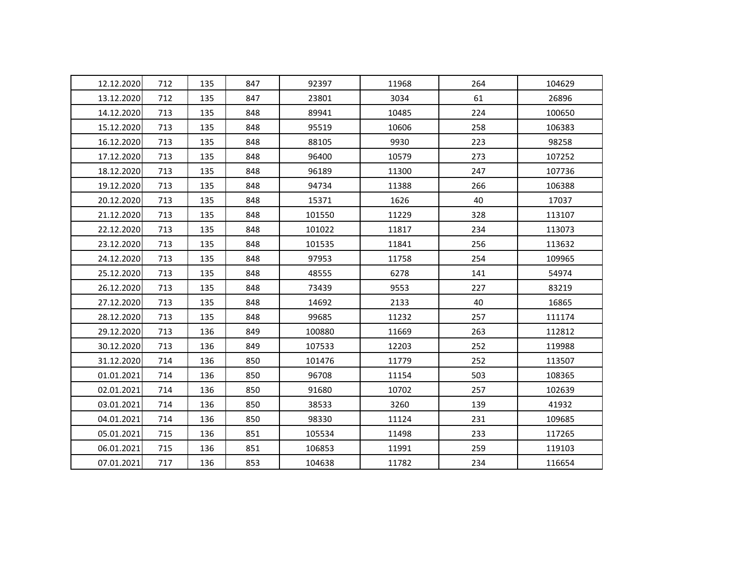| | | | | | | | |
|---|---|---|---|---|---|---|---|
| 12.12.2020 | 712 | 135 | 847 | 92397 | 11968 | 264 | 104629 |
| 13.12.2020 | 712 | 135 | 847 | 23801 | 3034 | 61 | 26896 |
| 14.12.2020 | 713 | 135 | 848 | 89941 | 10485 | 224 | 100650 |
| 15.12.2020 | 713 | 135 | 848 | 95519 | 10606 | 258 | 106383 |
| 16.12.2020 | 713 | 135 | 848 | 88105 | 9930 | 223 | 98258 |
| 17.12.2020 | 713 | 135 | 848 | 96400 | 10579 | 273 | 107252 |
| 18.12.2020 | 713 | 135 | 848 | 96189 | 11300 | 247 | 107736 |
| 19.12.2020 | 713 | 135 | 848 | 94734 | 11388 | 266 | 106388 |
| 20.12.2020 | 713 | 135 | 848 | 15371 | 1626 | 40 | 17037 |
| 21.12.2020 | 713 | 135 | 848 | 101550 | 11229 | 328 | 113107 |
| 22.12.2020 | 713 | 135 | 848 | 101022 | 11817 | 234 | 113073 |
| 23.12.2020 | 713 | 135 | 848 | 101535 | 11841 | 256 | 113632 |
| 24.12.2020 | 713 | 135 | 848 | 97953 | 11758 | 254 | 109965 |
| 25.12.2020 | 713 | 135 | 848 | 48555 | 6278 | 141 | 54974 |
| 26.12.2020 | 713 | 135 | 848 | 73439 | 9553 | 227 | 83219 |
| 27.12.2020 | 713 | 135 | 848 | 14692 | 2133 | 40 | 16865 |
| 28.12.2020 | 713 | 135 | 848 | 99685 | 11232 | 257 | 111174 |
| 29.12.2020 | 713 | 136 | 849 | 100880 | 11669 | 263 | 112812 |
| 30.12.2020 | 713 | 136 | 849 | 107533 | 12203 | 252 | 119988 |
| 31.12.2020 | 714 | 136 | 850 | 101476 | 11779 | 252 | 113507 |
| 01.01.2021 | 714 | 136 | 850 | 96708 | 11154 | 503 | 108365 |
| 02.01.2021 | 714 | 136 | 850 | 91680 | 10702 | 257 | 102639 |
| 03.01.2021 | 714 | 136 | 850 | 38533 | 3260 | 139 | 41932 |
| 04.01.2021 | 714 | 136 | 850 | 98330 | 11124 | 231 | 109685 |
| 05.01.2021 | 715 | 136 | 851 | 105534 | 11498 | 233 | 117265 |
| 06.01.2021 | 715 | 136 | 851 | 106853 | 11991 | 259 | 119103 |
| 07.01.2021 | 717 | 136 | 853 | 104638 | 11782 | 234 | 116654 |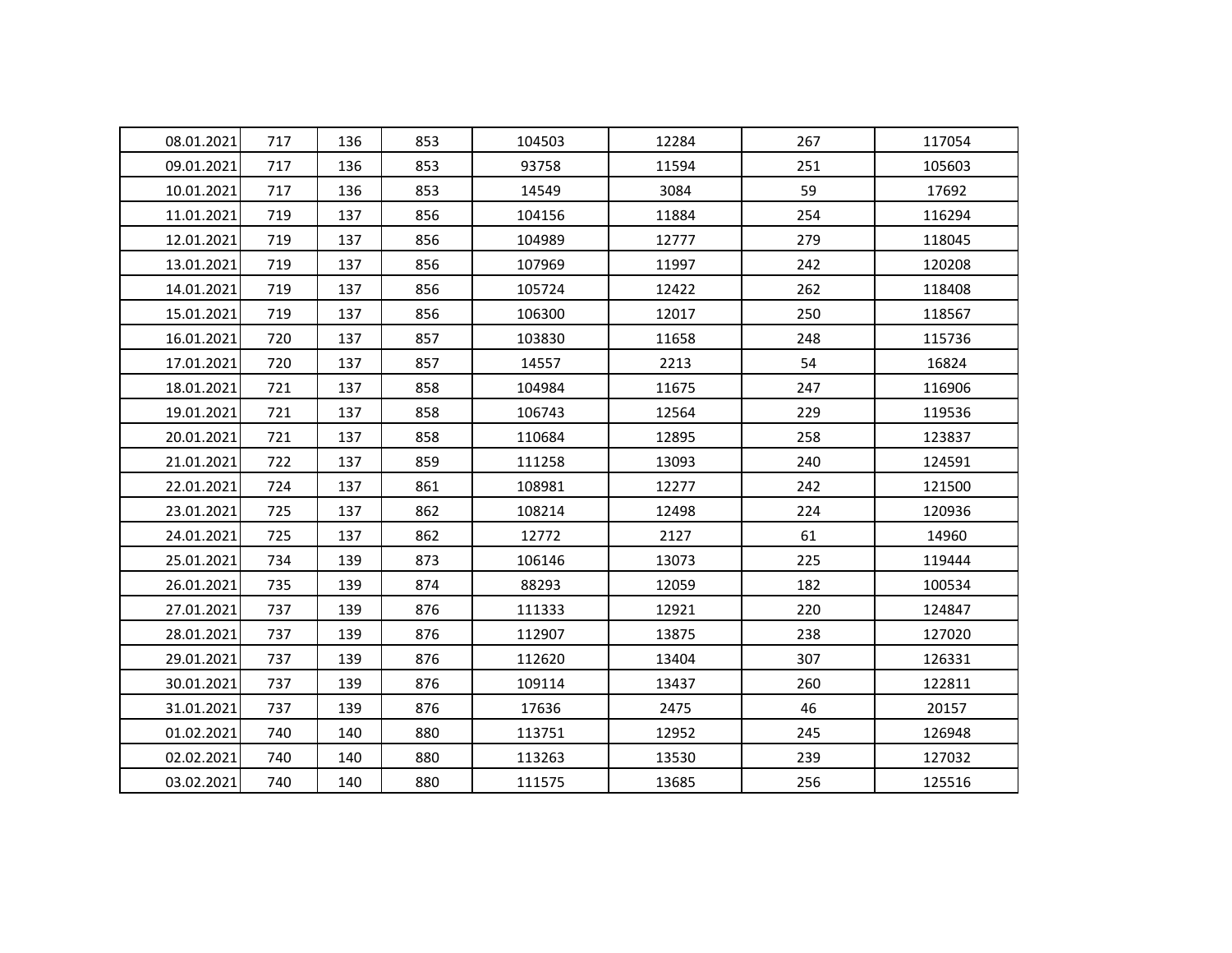| | | | | | | | |
|---|---|---|---|---|---|---|---|
| 08.01.2021 | 717 | 136 | 853 | 104503 | 12284 | 267 | 117054 |
| 09.01.2021 | 717 | 136 | 853 | 93758 | 11594 | 251 | 105603 |
| 10.01.2021 | 717 | 136 | 853 | 14549 | 3084 | 59 | 17692 |
| 11.01.2021 | 719 | 137 | 856 | 104156 | 11884 | 254 | 116294 |
| 12.01.2021 | 719 | 137 | 856 | 104989 | 12777 | 279 | 118045 |
| 13.01.2021 | 719 | 137 | 856 | 107969 | 11997 | 242 | 120208 |
| 14.01.2021 | 719 | 137 | 856 | 105724 | 12422 | 262 | 118408 |
| 15.01.2021 | 719 | 137 | 856 | 106300 | 12017 | 250 | 118567 |
| 16.01.2021 | 720 | 137 | 857 | 103830 | 11658 | 248 | 115736 |
| 17.01.2021 | 720 | 137 | 857 | 14557 | 2213 | 54 | 16824 |
| 18.01.2021 | 721 | 137 | 858 | 104984 | 11675 | 247 | 116906 |
| 19.01.2021 | 721 | 137 | 858 | 106743 | 12564 | 229 | 119536 |
| 20.01.2021 | 721 | 137 | 858 | 110684 | 12895 | 258 | 123837 |
| 21.01.2021 | 722 | 137 | 859 | 111258 | 13093 | 240 | 124591 |
| 22.01.2021 | 724 | 137 | 861 | 108981 | 12277 | 242 | 121500 |
| 23.01.2021 | 725 | 137 | 862 | 108214 | 12498 | 224 | 120936 |
| 24.01.2021 | 725 | 137 | 862 | 12772 | 2127 | 61 | 14960 |
| 25.01.2021 | 734 | 139 | 873 | 106146 | 13073 | 225 | 119444 |
| 26.01.2021 | 735 | 139 | 874 | 88293 | 12059 | 182 | 100534 |
| 27.01.2021 | 737 | 139 | 876 | 111333 | 12921 | 220 | 124847 |
| 28.01.2021 | 737 | 139 | 876 | 112907 | 13875 | 238 | 127020 |
| 29.01.2021 | 737 | 139 | 876 | 112620 | 13404 | 307 | 126331 |
| 30.01.2021 | 737 | 139 | 876 | 109114 | 13437 | 260 | 122811 |
| 31.01.2021 | 737 | 139 | 876 | 17636 | 2475 | 46 | 20157 |
| 01.02.2021 | 740 | 140 | 880 | 113751 | 12952 | 245 | 126948 |
| 02.02.2021 | 740 | 140 | 880 | 113263 | 13530 | 239 | 127032 |
| 03.02.2021 | 740 | 140 | 880 | 111575 | 13685 | 256 | 125516 |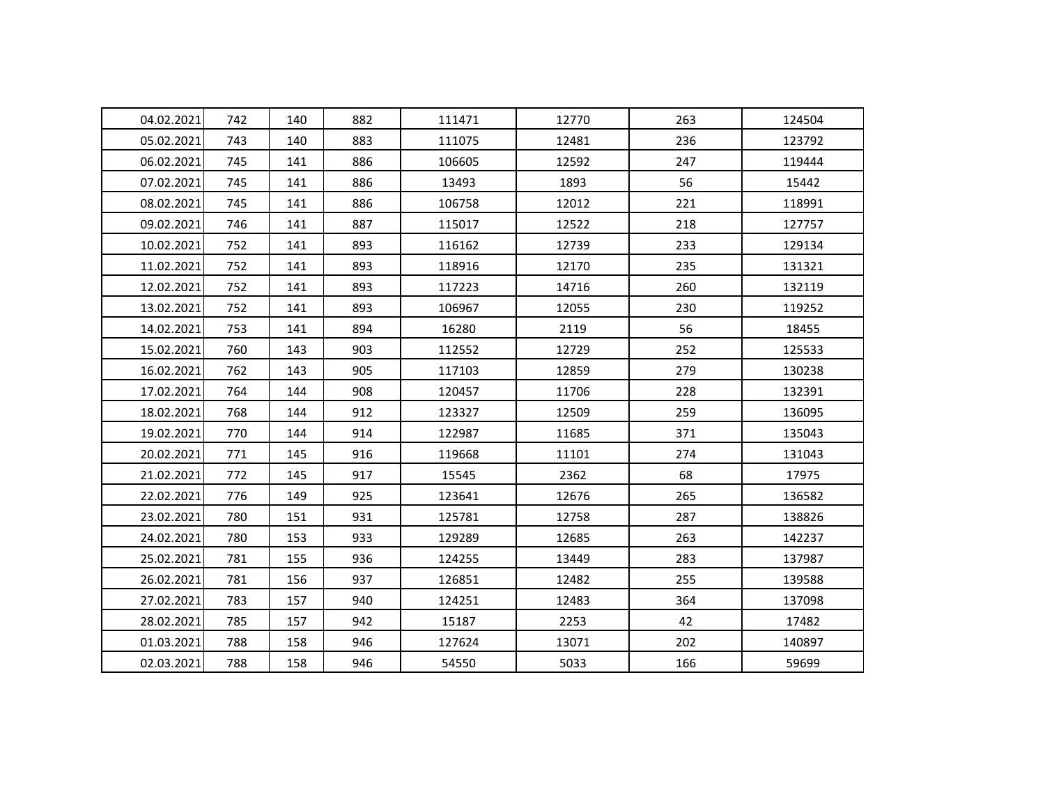|  |  |  |  |  |  |  |  |
| --- | --- | --- | --- | --- | --- | --- | --- |
| 04.02.2021 | 742 | 140 | 882 | 111471 | 12770 | 263 | 124504 |
| 05.02.2021 | 743 | 140 | 883 | 111075 | 12481 | 236 | 123792 |
| 06.02.2021 | 745 | 141 | 886 | 106605 | 12592 | 247 | 119444 |
| 07.02.2021 | 745 | 141 | 886 | 13493 | 1893 | 56 | 15442 |
| 08.02.2021 | 745 | 141 | 886 | 106758 | 12012 | 221 | 118991 |
| 09.02.2021 | 746 | 141 | 887 | 115017 | 12522 | 218 | 127757 |
| 10.02.2021 | 752 | 141 | 893 | 116162 | 12739 | 233 | 129134 |
| 11.02.2021 | 752 | 141 | 893 | 118916 | 12170 | 235 | 131321 |
| 12.02.2021 | 752 | 141 | 893 | 117223 | 14716 | 260 | 132119 |
| 13.02.2021 | 752 | 141 | 893 | 106967 | 12055 | 230 | 119252 |
| 14.02.2021 | 753 | 141 | 894 | 16280 | 2119 | 56 | 18455 |
| 15.02.2021 | 760 | 143 | 903 | 112552 | 12729 | 252 | 125533 |
| 16.02.2021 | 762 | 143 | 905 | 117103 | 12859 | 279 | 130238 |
| 17.02.2021 | 764 | 144 | 908 | 120457 | 11706 | 228 | 132391 |
| 18.02.2021 | 768 | 144 | 912 | 123327 | 12509 | 259 | 136095 |
| 19.02.2021 | 770 | 144 | 914 | 122987 | 11685 | 371 | 135043 |
| 20.02.2021 | 771 | 145 | 916 | 119668 | 11101 | 274 | 131043 |
| 21.02.2021 | 772 | 145 | 917 | 15545 | 2362 | 68 | 17975 |
| 22.02.2021 | 776 | 149 | 925 | 123641 | 12676 | 265 | 136582 |
| 23.02.2021 | 780 | 151 | 931 | 125781 | 12758 | 287 | 138826 |
| 24.02.2021 | 780 | 153 | 933 | 129289 | 12685 | 263 | 142237 |
| 25.02.2021 | 781 | 155 | 936 | 124255 | 13449 | 283 | 137987 |
| 26.02.2021 | 781 | 156 | 937 | 126851 | 12482 | 255 | 139588 |
| 27.02.2021 | 783 | 157 | 940 | 124251 | 12483 | 364 | 137098 |
| 28.02.2021 | 785 | 157 | 942 | 15187 | 2253 | 42 | 17482 |
| 01.03.2021 | 788 | 158 | 946 | 127624 | 13071 | 202 | 140897 |
| 02.03.2021 | 788 | 158 | 946 | 54550 | 5033 | 166 | 59699 |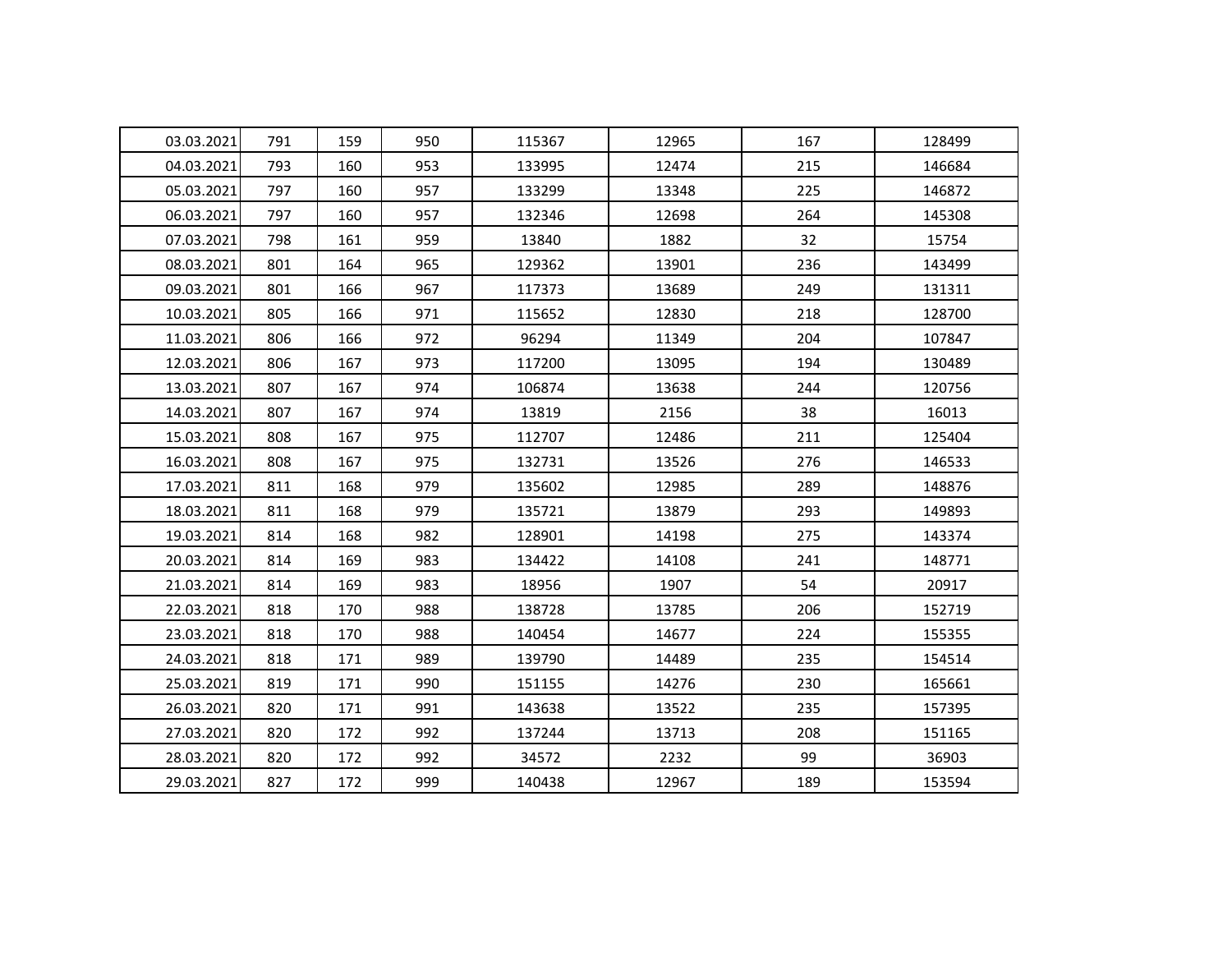| | | | | | | | |
|---|---|---|---|---|---|---|---|
| 03.03.2021 | 791 | 159 | 950 | 115367 | 12965 | 167 | 128499 |
| 04.03.2021 | 793 | 160 | 953 | 133995 | 12474 | 215 | 146684 |
| 05.03.2021 | 797 | 160 | 957 | 133299 | 13348 | 225 | 146872 |
| 06.03.2021 | 797 | 160 | 957 | 132346 | 12698 | 264 | 145308 |
| 07.03.2021 | 798 | 161 | 959 | 13840 | 1882 | 32 | 15754 |
| 08.03.2021 | 801 | 164 | 965 | 129362 | 13901 | 236 | 143499 |
| 09.03.2021 | 801 | 166 | 967 | 117373 | 13689 | 249 | 131311 |
| 10.03.2021 | 805 | 166 | 971 | 115652 | 12830 | 218 | 128700 |
| 11.03.2021 | 806 | 166 | 972 | 96294 | 11349 | 204 | 107847 |
| 12.03.2021 | 806 | 167 | 973 | 117200 | 13095 | 194 | 130489 |
| 13.03.2021 | 807 | 167 | 974 | 106874 | 13638 | 244 | 120756 |
| 14.03.2021 | 807 | 167 | 974 | 13819 | 2156 | 38 | 16013 |
| 15.03.2021 | 808 | 167 | 975 | 112707 | 12486 | 211 | 125404 |
| 16.03.2021 | 808 | 167 | 975 | 132731 | 13526 | 276 | 146533 |
| 17.03.2021 | 811 | 168 | 979 | 135602 | 12985 | 289 | 148876 |
| 18.03.2021 | 811 | 168 | 979 | 135721 | 13879 | 293 | 149893 |
| 19.03.2021 | 814 | 168 | 982 | 128901 | 14198 | 275 | 143374 |
| 20.03.2021 | 814 | 169 | 983 | 134422 | 14108 | 241 | 148771 |
| 21.03.2021 | 814 | 169 | 983 | 18956 | 1907 | 54 | 20917 |
| 22.03.2021 | 818 | 170 | 988 | 138728 | 13785 | 206 | 152719 |
| 23.03.2021 | 818 | 170 | 988 | 140454 | 14677 | 224 | 155355 |
| 24.03.2021 | 818 | 171 | 989 | 139790 | 14489 | 235 | 154514 |
| 25.03.2021 | 819 | 171 | 990 | 151155 | 14276 | 230 | 165661 |
| 26.03.2021 | 820 | 171 | 991 | 143638 | 13522 | 235 | 157395 |
| 27.03.2021 | 820 | 172 | 992 | 137244 | 13713 | 208 | 151165 |
| 28.03.2021 | 820 | 172 | 992 | 34572 | 2232 | 99 | 36903 |
| 29.03.2021 | 827 | 172 | 999 | 140438 | 12967 | 189 | 153594 |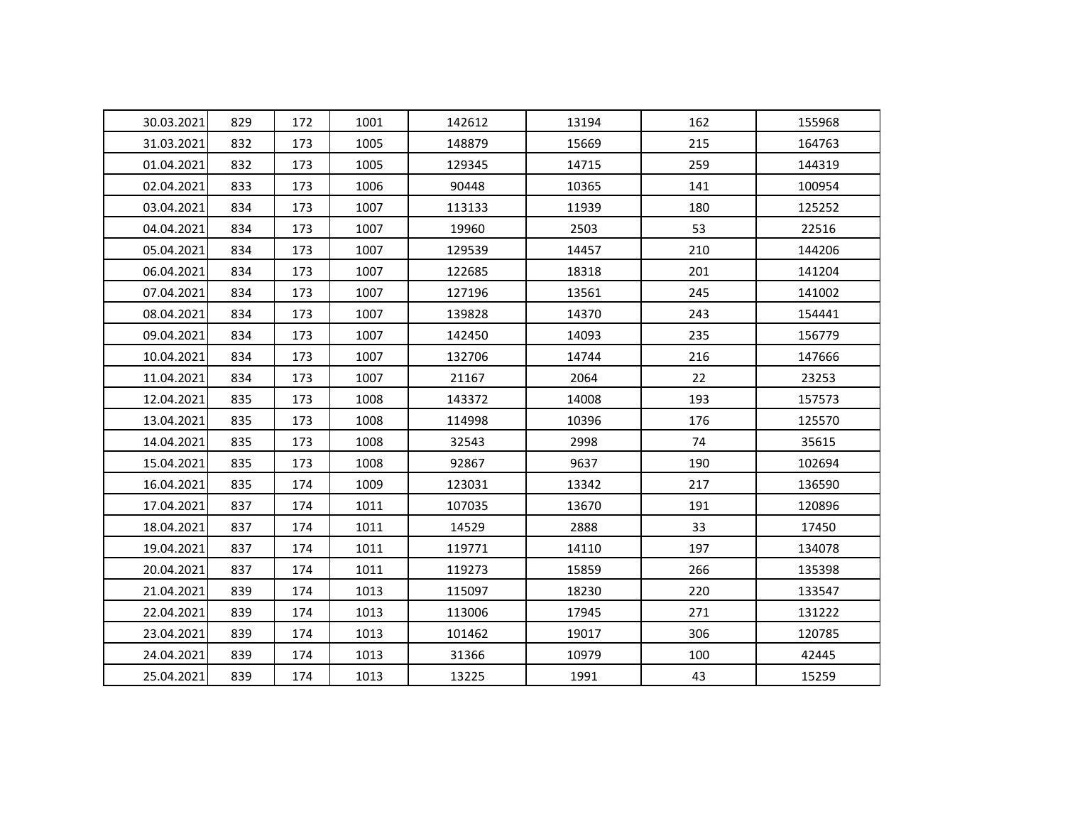| | | | | | | | |
|---|---|---|---|---|---|---|---|
| 30.03.2021 | 829 | 172 | 1001 | 142612 | 13194 | 162 | 155968 |
| 31.03.2021 | 832 | 173 | 1005 | 148879 | 15669 | 215 | 164763 |
| 01.04.2021 | 832 | 173 | 1005 | 129345 | 14715 | 259 | 144319 |
| 02.04.2021 | 833 | 173 | 1006 | 90448 | 10365 | 141 | 100954 |
| 03.04.2021 | 834 | 173 | 1007 | 113133 | 11939 | 180 | 125252 |
| 04.04.2021 | 834 | 173 | 1007 | 19960 | 2503 | 53 | 22516 |
| 05.04.2021 | 834 | 173 | 1007 | 129539 | 14457 | 210 | 144206 |
| 06.04.2021 | 834 | 173 | 1007 | 122685 | 18318 | 201 | 141204 |
| 07.04.2021 | 834 | 173 | 1007 | 127196 | 13561 | 245 | 141002 |
| 08.04.2021 | 834 | 173 | 1007 | 139828 | 14370 | 243 | 154441 |
| 09.04.2021 | 834 | 173 | 1007 | 142450 | 14093 | 235 | 156779 |
| 10.04.2021 | 834 | 173 | 1007 | 132706 | 14744 | 216 | 147666 |
| 11.04.2021 | 834 | 173 | 1007 | 21167 | 2064 | 22 | 23253 |
| 12.04.2021 | 835 | 173 | 1008 | 143372 | 14008 | 193 | 157573 |
| 13.04.2021 | 835 | 173 | 1008 | 114998 | 10396 | 176 | 125570 |
| 14.04.2021 | 835 | 173 | 1008 | 32543 | 2998 | 74 | 35615 |
| 15.04.2021 | 835 | 173 | 1008 | 92867 | 9637 | 190 | 102694 |
| 16.04.2021 | 835 | 174 | 1009 | 123031 | 13342 | 217 | 136590 |
| 17.04.2021 | 837 | 174 | 1011 | 107035 | 13670 | 191 | 120896 |
| 18.04.2021 | 837 | 174 | 1011 | 14529 | 2888 | 33 | 17450 |
| 19.04.2021 | 837 | 174 | 1011 | 119771 | 14110 | 197 | 134078 |
| 20.04.2021 | 837 | 174 | 1011 | 119273 | 15859 | 266 | 135398 |
| 21.04.2021 | 839 | 174 | 1013 | 115097 | 18230 | 220 | 133547 |
| 22.04.2021 | 839 | 174 | 1013 | 113006 | 17945 | 271 | 131222 |
| 23.04.2021 | 839 | 174 | 1013 | 101462 | 19017 | 306 | 120785 |
| 24.04.2021 | 839 | 174 | 1013 | 31366 | 10979 | 100 | 42445 |
| 25.04.2021 | 839 | 174 | 1013 | 13225 | 1991 | 43 | 15259 |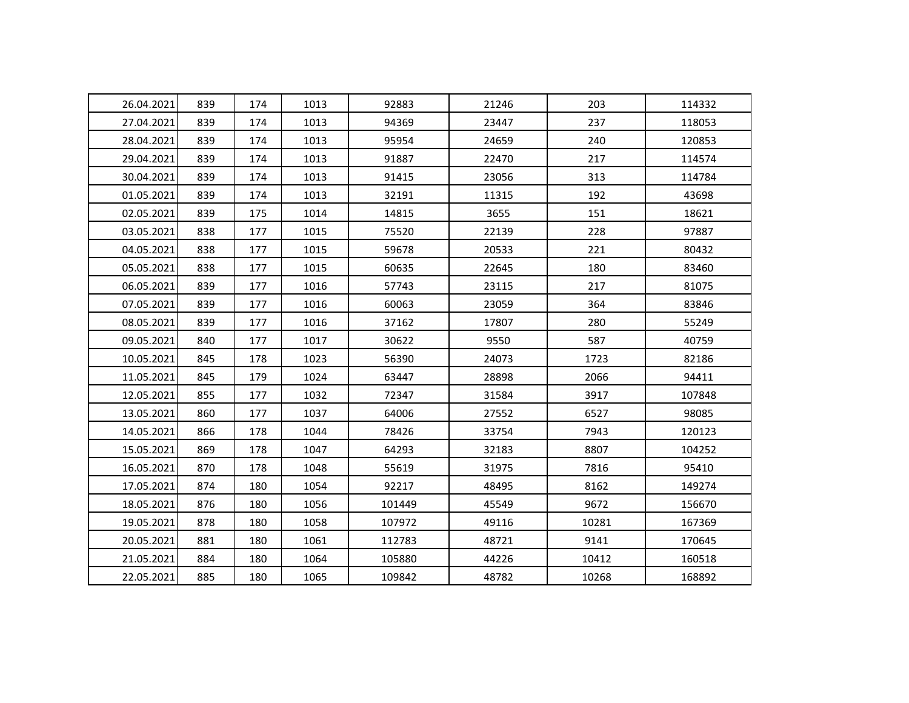| | | | | | | | |
|---|---|---|---|---|---|---|---|
| 26.04.2021 | 839 | 174 | 1013 | 92883 | 21246 | 203 | 114332 |
| 27.04.2021 | 839 | 174 | 1013 | 94369 | 23447 | 237 | 118053 |
| 28.04.2021 | 839 | 174 | 1013 | 95954 | 24659 | 240 | 120853 |
| 29.04.2021 | 839 | 174 | 1013 | 91887 | 22470 | 217 | 114574 |
| 30.04.2021 | 839 | 174 | 1013 | 91415 | 23056 | 313 | 114784 |
| 01.05.2021 | 839 | 174 | 1013 | 32191 | 11315 | 192 | 43698 |
| 02.05.2021 | 839 | 175 | 1014 | 14815 | 3655 | 151 | 18621 |
| 03.05.2021 | 838 | 177 | 1015 | 75520 | 22139 | 228 | 97887 |
| 04.05.2021 | 838 | 177 | 1015 | 59678 | 20533 | 221 | 80432 |
| 05.05.2021 | 838 | 177 | 1015 | 60635 | 22645 | 180 | 83460 |
| 06.05.2021 | 839 | 177 | 1016 | 57743 | 23115 | 217 | 81075 |
| 07.05.2021 | 839 | 177 | 1016 | 60063 | 23059 | 364 | 83846 |
| 08.05.2021 | 839 | 177 | 1016 | 37162 | 17807 | 280 | 55249 |
| 09.05.2021 | 840 | 177 | 1017 | 30622 | 9550 | 587 | 40759 |
| 10.05.2021 | 845 | 178 | 1023 | 56390 | 24073 | 1723 | 82186 |
| 11.05.2021 | 845 | 179 | 1024 | 63447 | 28898 | 2066 | 94411 |
| 12.05.2021 | 855 | 177 | 1032 | 72347 | 31584 | 3917 | 107848 |
| 13.05.2021 | 860 | 177 | 1037 | 64006 | 27552 | 6527 | 98085 |
| 14.05.2021 | 866 | 178 | 1044 | 78426 | 33754 | 7943 | 120123 |
| 15.05.2021 | 869 | 178 | 1047 | 64293 | 32183 | 8807 | 104252 |
| 16.05.2021 | 870 | 178 | 1048 | 55619 | 31975 | 7816 | 95410 |
| 17.05.2021 | 874 | 180 | 1054 | 92217 | 48495 | 8162 | 149274 |
| 18.05.2021 | 876 | 180 | 1056 | 101449 | 45549 | 9672 | 156670 |
| 19.05.2021 | 878 | 180 | 1058 | 107972 | 49116 | 10281 | 167369 |
| 20.05.2021 | 881 | 180 | 1061 | 112783 | 48721 | 9141 | 170645 |
| 21.05.2021 | 884 | 180 | 1064 | 105880 | 44226 | 10412 | 160518 |
| 22.05.2021 | 885 | 180 | 1065 | 109842 | 48782 | 10268 | 168892 |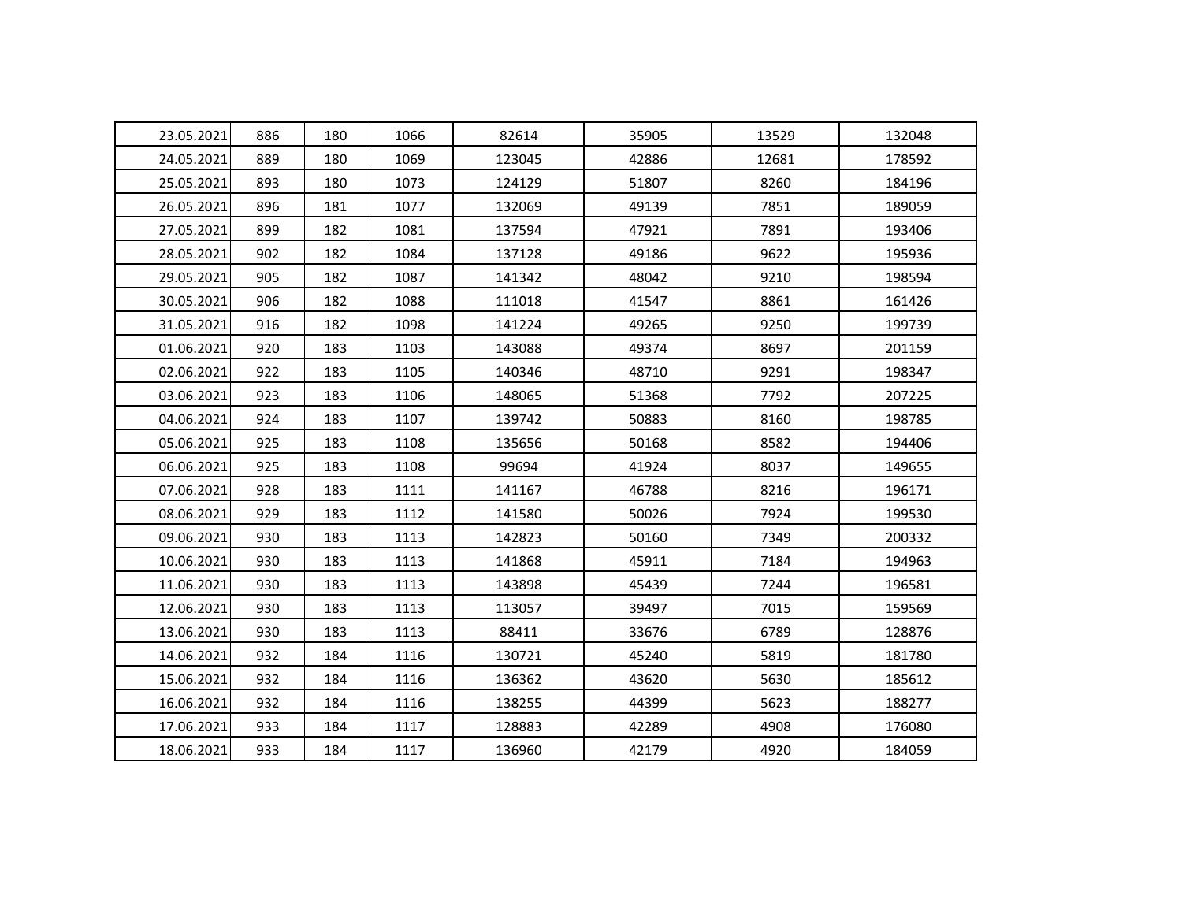| | | | | | | | |
|---|---|---|---|---|---|---|---|
| 23.05.2021 | 886 | 180 | 1066 | 82614 | 35905 | 13529 | 132048 |
| 24.05.2021 | 889 | 180 | 1069 | 123045 | 42886 | 12681 | 178592 |
| 25.05.2021 | 893 | 180 | 1073 | 124129 | 51807 | 8260 | 184196 |
| 26.05.2021 | 896 | 181 | 1077 | 132069 | 49139 | 7851 | 189059 |
| 27.05.2021 | 899 | 182 | 1081 | 137594 | 47921 | 7891 | 193406 |
| 28.05.2021 | 902 | 182 | 1084 | 137128 | 49186 | 9622 | 195936 |
| 29.05.2021 | 905 | 182 | 1087 | 141342 | 48042 | 9210 | 198594 |
| 30.05.2021 | 906 | 182 | 1088 | 111018 | 41547 | 8861 | 161426 |
| 31.05.2021 | 916 | 182 | 1098 | 141224 | 49265 | 9250 | 199739 |
| 01.06.2021 | 920 | 183 | 1103 | 143088 | 49374 | 8697 | 201159 |
| 02.06.2021 | 922 | 183 | 1105 | 140346 | 48710 | 9291 | 198347 |
| 03.06.2021 | 923 | 183 | 1106 | 148065 | 51368 | 7792 | 207225 |
| 04.06.2021 | 924 | 183 | 1107 | 139742 | 50883 | 8160 | 198785 |
| 05.06.2021 | 925 | 183 | 1108 | 135656 | 50168 | 8582 | 194406 |
| 06.06.2021 | 925 | 183 | 1108 | 99694 | 41924 | 8037 | 149655 |
| 07.06.2021 | 928 | 183 | 1111 | 141167 | 46788 | 8216 | 196171 |
| 08.06.2021 | 929 | 183 | 1112 | 141580 | 50026 | 7924 | 199530 |
| 09.06.2021 | 930 | 183 | 1113 | 142823 | 50160 | 7349 | 200332 |
| 10.06.2021 | 930 | 183 | 1113 | 141868 | 45911 | 7184 | 194963 |
| 11.06.2021 | 930 | 183 | 1113 | 143898 | 45439 | 7244 | 196581 |
| 12.06.2021 | 930 | 183 | 1113 | 113057 | 39497 | 7015 | 159569 |
| 13.06.2021 | 930 | 183 | 1113 | 88411 | 33676 | 6789 | 128876 |
| 14.06.2021 | 932 | 184 | 1116 | 130721 | 45240 | 5819 | 181780 |
| 15.06.2021 | 932 | 184 | 1116 | 136362 | 43620 | 5630 | 185612 |
| 16.06.2021 | 932 | 184 | 1116 | 138255 | 44399 | 5623 | 188277 |
| 17.06.2021 | 933 | 184 | 1117 | 128883 | 42289 | 4908 | 176080 |
| 18.06.2021 | 933 | 184 | 1117 | 136960 | 42179 | 4920 | 184059 |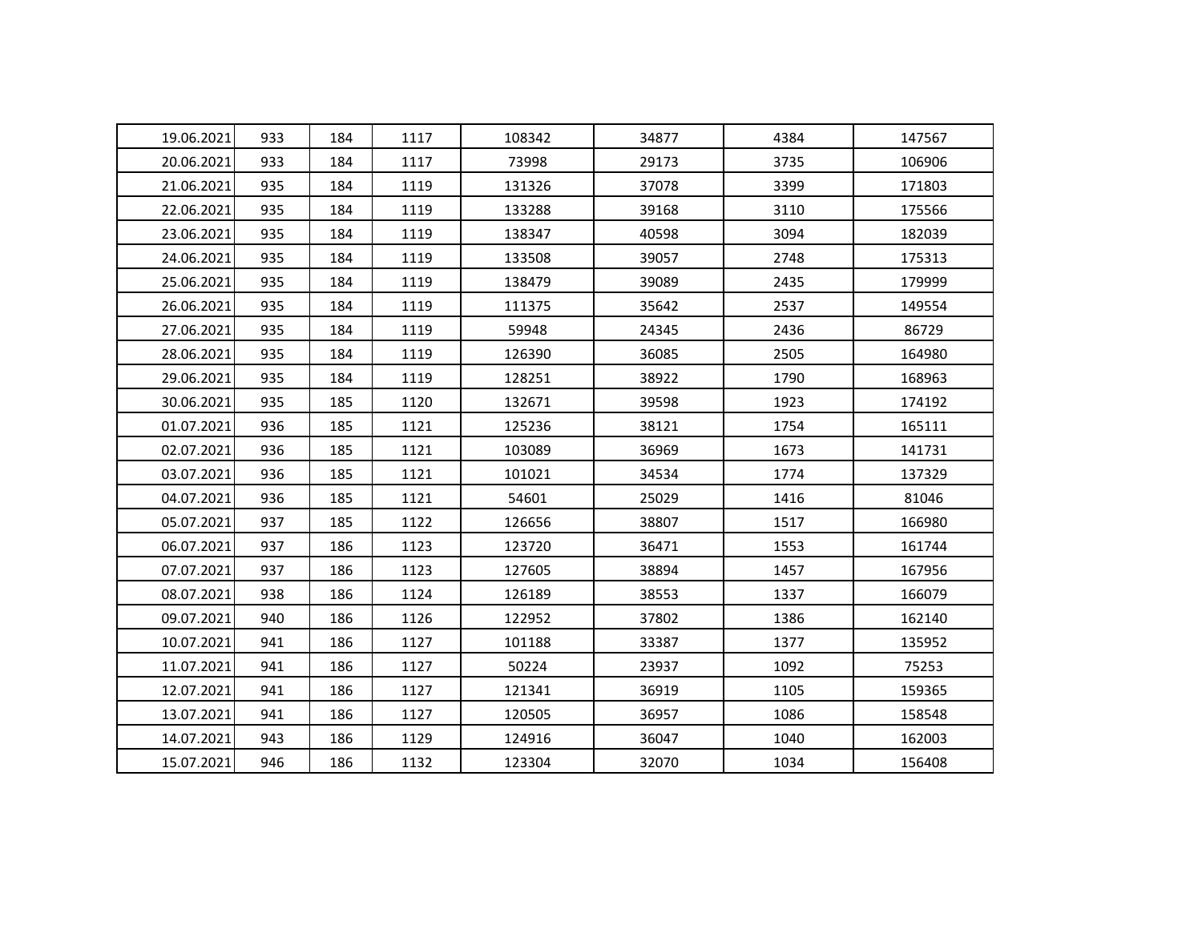| | | | | | | | |
|---|---|---|---|---|---|---|---|
| 19.06.2021 | 933 | 184 | 1117 | 108342 | 34877 | 4384 | 147567 |
| 20.06.2021 | 933 | 184 | 1117 | 73998 | 29173 | 3735 | 106906 |
| 21.06.2021 | 935 | 184 | 1119 | 131326 | 37078 | 3399 | 171803 |
| 22.06.2021 | 935 | 184 | 1119 | 133288 | 39168 | 3110 | 175566 |
| 23.06.2021 | 935 | 184 | 1119 | 138347 | 40598 | 3094 | 182039 |
| 24.06.2021 | 935 | 184 | 1119 | 133508 | 39057 | 2748 | 175313 |
| 25.06.2021 | 935 | 184 | 1119 | 138479 | 39089 | 2435 | 179999 |
| 26.06.2021 | 935 | 184 | 1119 | 111375 | 35642 | 2537 | 149554 |
| 27.06.2021 | 935 | 184 | 1119 | 59948 | 24345 | 2436 | 86729 |
| 28.06.2021 | 935 | 184 | 1119 | 126390 | 36085 | 2505 | 164980 |
| 29.06.2021 | 935 | 184 | 1119 | 128251 | 38922 | 1790 | 168963 |
| 30.06.2021 | 935 | 185 | 1120 | 132671 | 39598 | 1923 | 174192 |
| 01.07.2021 | 936 | 185 | 1121 | 125236 | 38121 | 1754 | 165111 |
| 02.07.2021 | 936 | 185 | 1121 | 103089 | 36969 | 1673 | 141731 |
| 03.07.2021 | 936 | 185 | 1121 | 101021 | 34534 | 1774 | 137329 |
| 04.07.2021 | 936 | 185 | 1121 | 54601 | 25029 | 1416 | 81046 |
| 05.07.2021 | 937 | 185 | 1122 | 126656 | 38807 | 1517 | 166980 |
| 06.07.2021 | 937 | 186 | 1123 | 123720 | 36471 | 1553 | 161744 |
| 07.07.2021 | 937 | 186 | 1123 | 127605 | 38894 | 1457 | 167956 |
| 08.07.2021 | 938 | 186 | 1124 | 126189 | 38553 | 1337 | 166079 |
| 09.07.2021 | 940 | 186 | 1126 | 122952 | 37802 | 1386 | 162140 |
| 10.07.2021 | 941 | 186 | 1127 | 101188 | 33387 | 1377 | 135952 |
| 11.07.2021 | 941 | 186 | 1127 | 50224 | 23937 | 1092 | 75253 |
| 12.07.2021 | 941 | 186 | 1127 | 121341 | 36919 | 1105 | 159365 |
| 13.07.2021 | 941 | 186 | 1127 | 120505 | 36957 | 1086 | 158548 |
| 14.07.2021 | 943 | 186 | 1129 | 124916 | 36047 | 1040 | 162003 |
| 15.07.2021 | 946 | 186 | 1132 | 123304 | 32070 | 1034 | 156408 |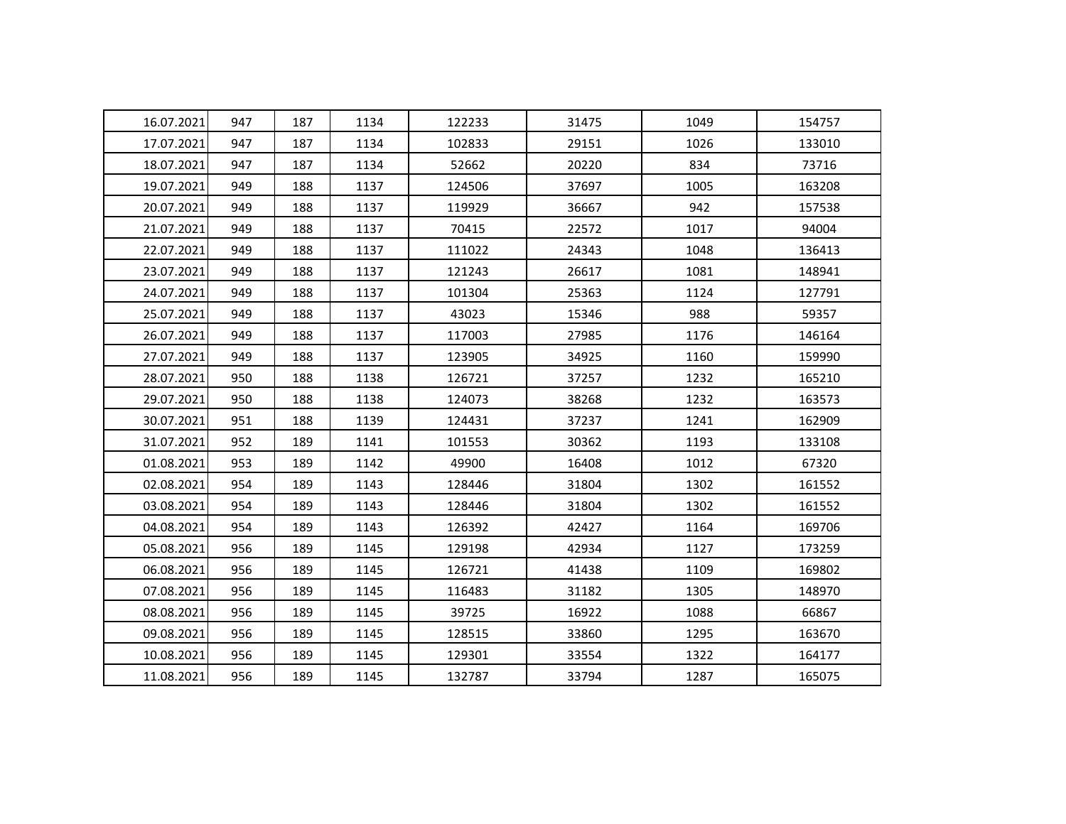| | | | | | | | |
|---|---|---|---|---|---|---|---|
| 16.07.2021 | 947 | 187 | 1134 | 122233 | 31475 | 1049 | 154757 |
| 17.07.2021 | 947 | 187 | 1134 | 102833 | 29151 | 1026 | 133010 |
| 18.07.2021 | 947 | 187 | 1134 | 52662 | 20220 | 834 | 73716 |
| 19.07.2021 | 949 | 188 | 1137 | 124506 | 37697 | 1005 | 163208 |
| 20.07.2021 | 949 | 188 | 1137 | 119929 | 36667 | 942 | 157538 |
| 21.07.2021 | 949 | 188 | 1137 | 70415 | 22572 | 1017 | 94004 |
| 22.07.2021 | 949 | 188 | 1137 | 111022 | 24343 | 1048 | 136413 |
| 23.07.2021 | 949 | 188 | 1137 | 121243 | 26617 | 1081 | 148941 |
| 24.07.2021 | 949 | 188 | 1137 | 101304 | 25363 | 1124 | 127791 |
| 25.07.2021 | 949 | 188 | 1137 | 43023 | 15346 | 988 | 59357 |
| 26.07.2021 | 949 | 188 | 1137 | 117003 | 27985 | 1176 | 146164 |
| 27.07.2021 | 949 | 188 | 1137 | 123905 | 34925 | 1160 | 159990 |
| 28.07.2021 | 950 | 188 | 1138 | 126721 | 37257 | 1232 | 165210 |
| 29.07.2021 | 950 | 188 | 1138 | 124073 | 38268 | 1232 | 163573 |
| 30.07.2021 | 951 | 188 | 1139 | 124431 | 37237 | 1241 | 162909 |
| 31.07.2021 | 952 | 189 | 1141 | 101553 | 30362 | 1193 | 133108 |
| 01.08.2021 | 953 | 189 | 1142 | 49900 | 16408 | 1012 | 67320 |
| 02.08.2021 | 954 | 189 | 1143 | 128446 | 31804 | 1302 | 161552 |
| 03.08.2021 | 954 | 189 | 1143 | 128446 | 31804 | 1302 | 161552 |
| 04.08.2021 | 954 | 189 | 1143 | 126392 | 42427 | 1164 | 169706 |
| 05.08.2021 | 956 | 189 | 1145 | 129198 | 42934 | 1127 | 173259 |
| 06.08.2021 | 956 | 189 | 1145 | 126721 | 41438 | 1109 | 169802 |
| 07.08.2021 | 956 | 189 | 1145 | 116483 | 31182 | 1305 | 148970 |
| 08.08.2021 | 956 | 189 | 1145 | 39725 | 16922 | 1088 | 66867 |
| 09.08.2021 | 956 | 189 | 1145 | 128515 | 33860 | 1295 | 163670 |
| 10.08.2021 | 956 | 189 | 1145 | 129301 | 33554 | 1322 | 164177 |
| 11.08.2021 | 956 | 189 | 1145 | 132787 | 33794 | 1287 | 165075 |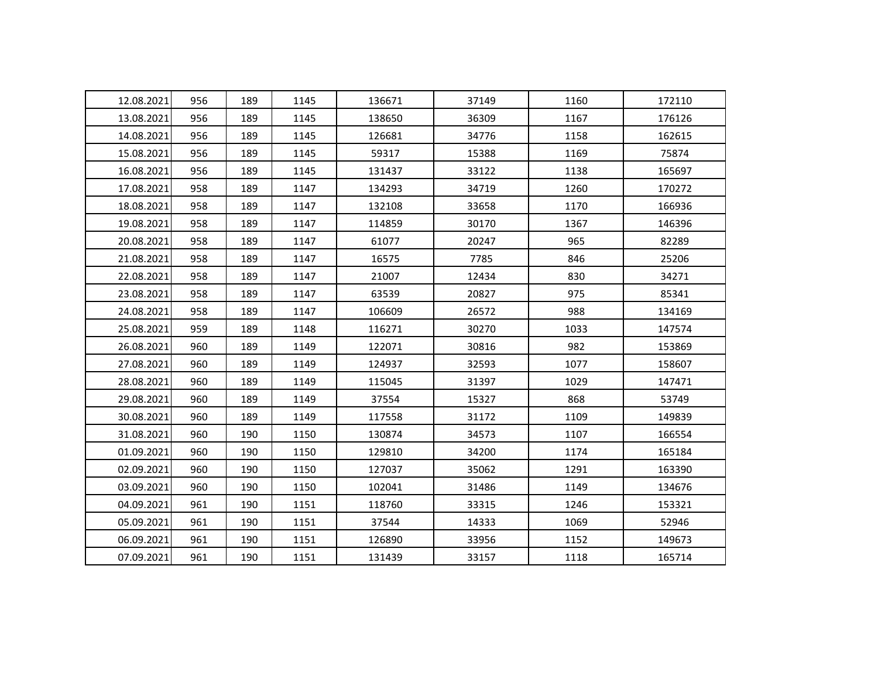| | | | | | | | |
|---|---|---|---|---|---|---|---|
| 12.08.2021 | 956 | 189 | 1145 | 136671 | 37149 | 1160 | 172110 |
| 13.08.2021 | 956 | 189 | 1145 | 138650 | 36309 | 1167 | 176126 |
| 14.08.2021 | 956 | 189 | 1145 | 126681 | 34776 | 1158 | 162615 |
| 15.08.2021 | 956 | 189 | 1145 | 59317 | 15388 | 1169 | 75874 |
| 16.08.2021 | 956 | 189 | 1145 | 131437 | 33122 | 1138 | 165697 |
| 17.08.2021 | 958 | 189 | 1147 | 134293 | 34719 | 1260 | 170272 |
| 18.08.2021 | 958 | 189 | 1147 | 132108 | 33658 | 1170 | 166936 |
| 19.08.2021 | 958 | 189 | 1147 | 114859 | 30170 | 1367 | 146396 |
| 20.08.2021 | 958 | 189 | 1147 | 61077 | 20247 | 965 | 82289 |
| 21.08.2021 | 958 | 189 | 1147 | 16575 | 7785 | 846 | 25206 |
| 22.08.2021 | 958 | 189 | 1147 | 21007 | 12434 | 830 | 34271 |
| 23.08.2021 | 958 | 189 | 1147 | 63539 | 20827 | 975 | 85341 |
| 24.08.2021 | 958 | 189 | 1147 | 106609 | 26572 | 988 | 134169 |
| 25.08.2021 | 959 | 189 | 1148 | 116271 | 30270 | 1033 | 147574 |
| 26.08.2021 | 960 | 189 | 1149 | 122071 | 30816 | 982 | 153869 |
| 27.08.2021 | 960 | 189 | 1149 | 124937 | 32593 | 1077 | 158607 |
| 28.08.2021 | 960 | 189 | 1149 | 115045 | 31397 | 1029 | 147471 |
| 29.08.2021 | 960 | 189 | 1149 | 37554 | 15327 | 868 | 53749 |
| 30.08.2021 | 960 | 189 | 1149 | 117558 | 31172 | 1109 | 149839 |
| 31.08.2021 | 960 | 190 | 1150 | 130874 | 34573 | 1107 | 166554 |
| 01.09.2021 | 960 | 190 | 1150 | 129810 | 34200 | 1174 | 165184 |
| 02.09.2021 | 960 | 190 | 1150 | 127037 | 35062 | 1291 | 163390 |
| 03.09.2021 | 960 | 190 | 1150 | 102041 | 31486 | 1149 | 134676 |
| 04.09.2021 | 961 | 190 | 1151 | 118760 | 33315 | 1246 | 153321 |
| 05.09.2021 | 961 | 190 | 1151 | 37544 | 14333 | 1069 | 52946 |
| 06.09.2021 | 961 | 190 | 1151 | 126890 | 33956 | 1152 | 149673 |
| 07.09.2021 | 961 | 190 | 1151 | 131439 | 33157 | 1118 | 165714 |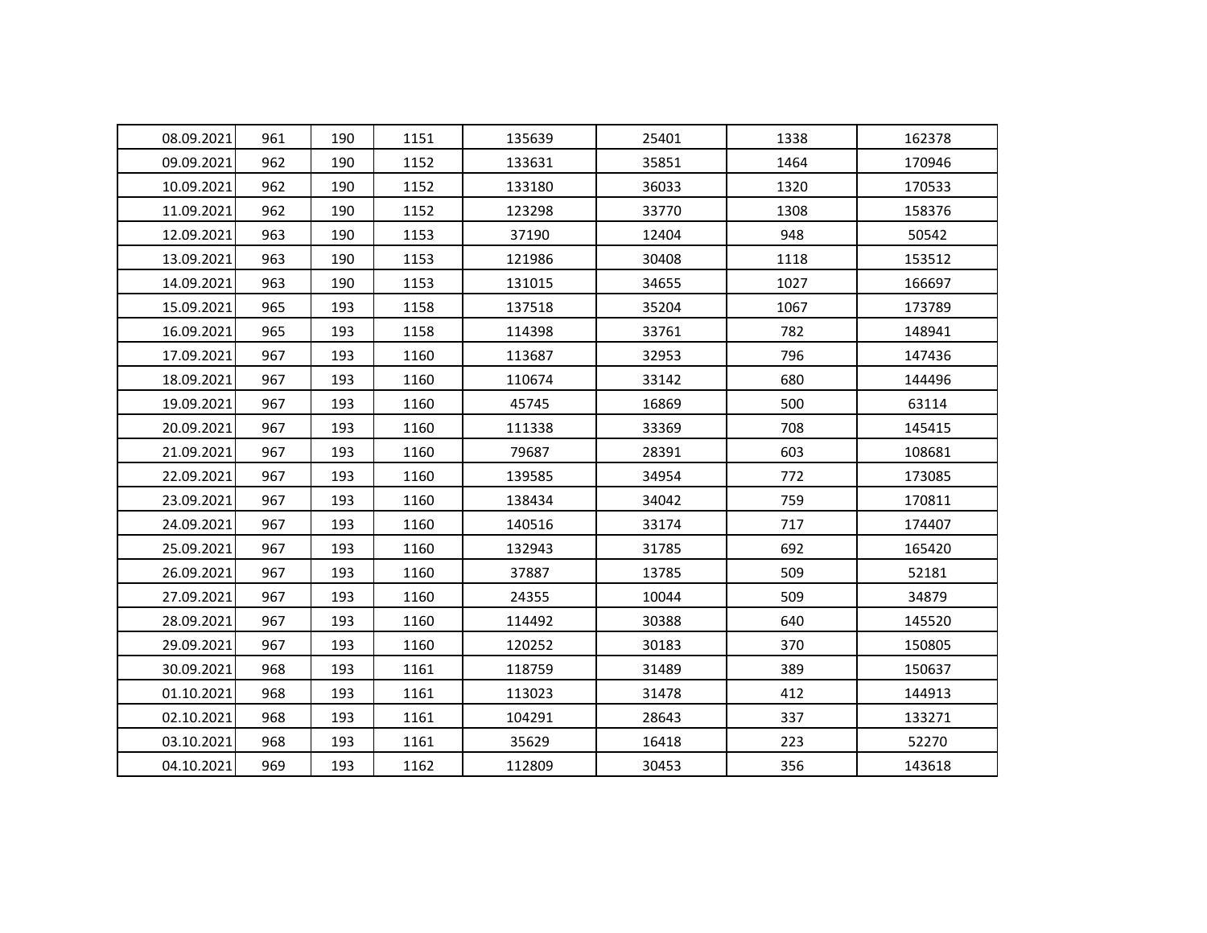| | | | | | | | |
|---|---|---|---|---|---|---|---|
| 08.09.2021 | 961 | 190 | 1151 | 135639 | 25401 | 1338 | 162378 |
| 09.09.2021 | 962 | 190 | 1152 | 133631 | 35851 | 1464 | 170946 |
| 10.09.2021 | 962 | 190 | 1152 | 133180 | 36033 | 1320 | 170533 |
| 11.09.2021 | 962 | 190 | 1152 | 123298 | 33770 | 1308 | 158376 |
| 12.09.2021 | 963 | 190 | 1153 | 37190 | 12404 | 948 | 50542 |
| 13.09.2021 | 963 | 190 | 1153 | 121986 | 30408 | 1118 | 153512 |
| 14.09.2021 | 963 | 190 | 1153 | 131015 | 34655 | 1027 | 166697 |
| 15.09.2021 | 965 | 193 | 1158 | 137518 | 35204 | 1067 | 173789 |
| 16.09.2021 | 965 | 193 | 1158 | 114398 | 33761 | 782 | 148941 |
| 17.09.2021 | 967 | 193 | 1160 | 113687 | 32953 | 796 | 147436 |
| 18.09.2021 | 967 | 193 | 1160 | 110674 | 33142 | 680 | 144496 |
| 19.09.2021 | 967 | 193 | 1160 | 45745 | 16869 | 500 | 63114 |
| 20.09.2021 | 967 | 193 | 1160 | 111338 | 33369 | 708 | 145415 |
| 21.09.2021 | 967 | 193 | 1160 | 79687 | 28391 | 603 | 108681 |
| 22.09.2021 | 967 | 193 | 1160 | 139585 | 34954 | 772 | 173085 |
| 23.09.2021 | 967 | 193 | 1160 | 138434 | 34042 | 759 | 170811 |
| 24.09.2021 | 967 | 193 | 1160 | 140516 | 33174 | 717 | 174407 |
| 25.09.2021 | 967 | 193 | 1160 | 132943 | 31785 | 692 | 165420 |
| 26.09.2021 | 967 | 193 | 1160 | 37887 | 13785 | 509 | 52181 |
| 27.09.2021 | 967 | 193 | 1160 | 24355 | 10044 | 509 | 34879 |
| 28.09.2021 | 967 | 193 | 1160 | 114492 | 30388 | 640 | 145520 |
| 29.09.2021 | 967 | 193 | 1160 | 120252 | 30183 | 370 | 150805 |
| 30.09.2021 | 968 | 193 | 1161 | 118759 | 31489 | 389 | 150637 |
| 01.10.2021 | 968 | 193 | 1161 | 113023 | 31478 | 412 | 144913 |
| 02.10.2021 | 968 | 193 | 1161 | 104291 | 28643 | 337 | 133271 |
| 03.10.2021 | 968 | 193 | 1161 | 35629 | 16418 | 223 | 52270 |
| 04.10.2021 | 969 | 193 | 1162 | 112809 | 30453 | 356 | 143618 |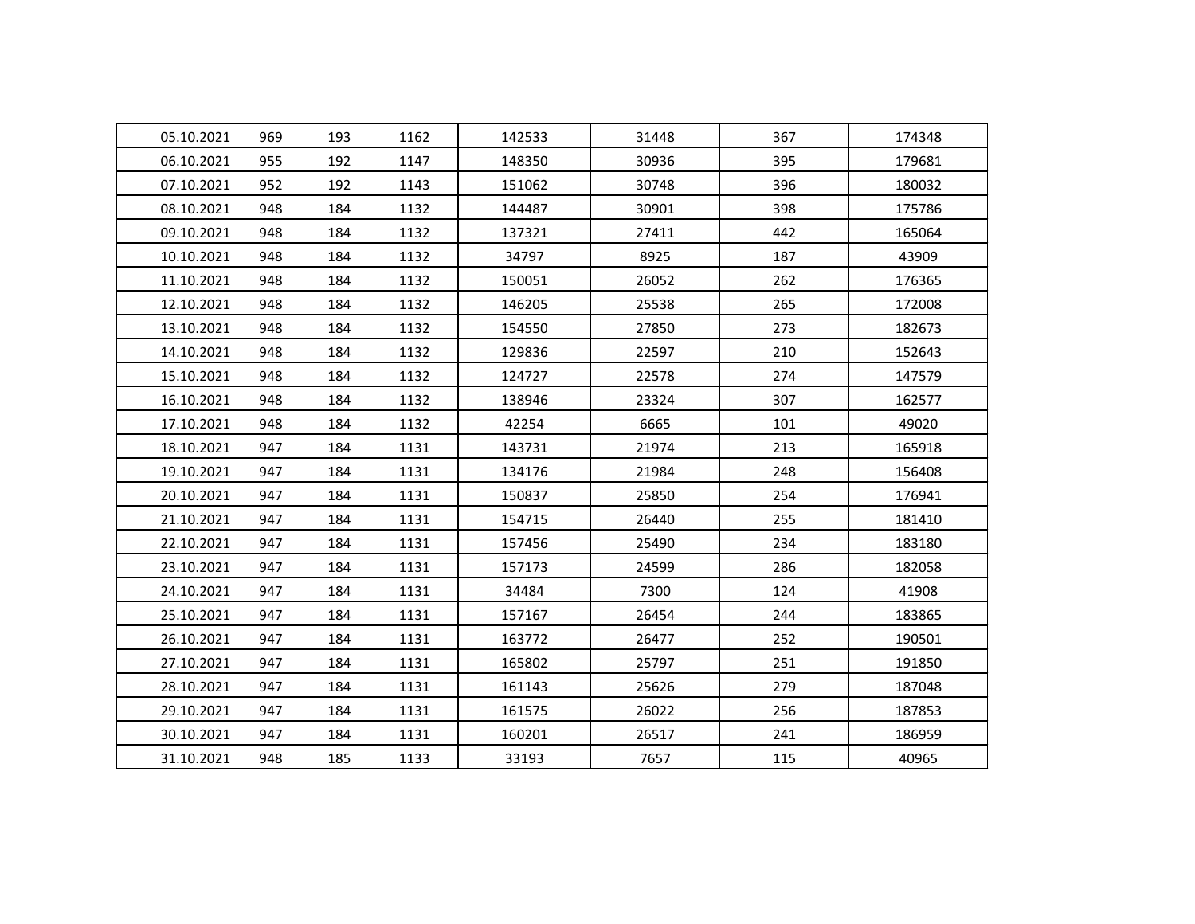| | | | | | | | |
|---|---|---|---|---|---|---|---|
| 05.10.2021 | 969 | 193 | 1162 | 142533 | 31448 | 367 | 174348 |
| 06.10.2021 | 955 | 192 | 1147 | 148350 | 30936 | 395 | 179681 |
| 07.10.2021 | 952 | 192 | 1143 | 151062 | 30748 | 396 | 180032 |
| 08.10.2021 | 948 | 184 | 1132 | 144487 | 30901 | 398 | 175786 |
| 09.10.2021 | 948 | 184 | 1132 | 137321 | 27411 | 442 | 165064 |
| 10.10.2021 | 948 | 184 | 1132 | 34797 | 8925 | 187 | 43909 |
| 11.10.2021 | 948 | 184 | 1132 | 150051 | 26052 | 262 | 176365 |
| 12.10.2021 | 948 | 184 | 1132 | 146205 | 25538 | 265 | 172008 |
| 13.10.2021 | 948 | 184 | 1132 | 154550 | 27850 | 273 | 182673 |
| 14.10.2021 | 948 | 184 | 1132 | 129836 | 22597 | 210 | 152643 |
| 15.10.2021 | 948 | 184 | 1132 | 124727 | 22578 | 274 | 147579 |
| 16.10.2021 | 948 | 184 | 1132 | 138946 | 23324 | 307 | 162577 |
| 17.10.2021 | 948 | 184 | 1132 | 42254 | 6665 | 101 | 49020 |
| 18.10.2021 | 947 | 184 | 1131 | 143731 | 21974 | 213 | 165918 |
| 19.10.2021 | 947 | 184 | 1131 | 134176 | 21984 | 248 | 156408 |
| 20.10.2021 | 947 | 184 | 1131 | 150837 | 25850 | 254 | 176941 |
| 21.10.2021 | 947 | 184 | 1131 | 154715 | 26440 | 255 | 181410 |
| 22.10.2021 | 947 | 184 | 1131 | 157456 | 25490 | 234 | 183180 |
| 23.10.2021 | 947 | 184 | 1131 | 157173 | 24599 | 286 | 182058 |
| 24.10.2021 | 947 | 184 | 1131 | 34484 | 7300 | 124 | 41908 |
| 25.10.2021 | 947 | 184 | 1131 | 157167 | 26454 | 244 | 183865 |
| 26.10.2021 | 947 | 184 | 1131 | 163772 | 26477 | 252 | 190501 |
| 27.10.2021 | 947 | 184 | 1131 | 165802 | 25797 | 251 | 191850 |
| 28.10.2021 | 947 | 184 | 1131 | 161143 | 25626 | 279 | 187048 |
| 29.10.2021 | 947 | 184 | 1131 | 161575 | 26022 | 256 | 187853 |
| 30.10.2021 | 947 | 184 | 1131 | 160201 | 26517 | 241 | 186959 |
| 31.10.2021 | 948 | 185 | 1133 | 33193 | 7657 | 115 | 40965 |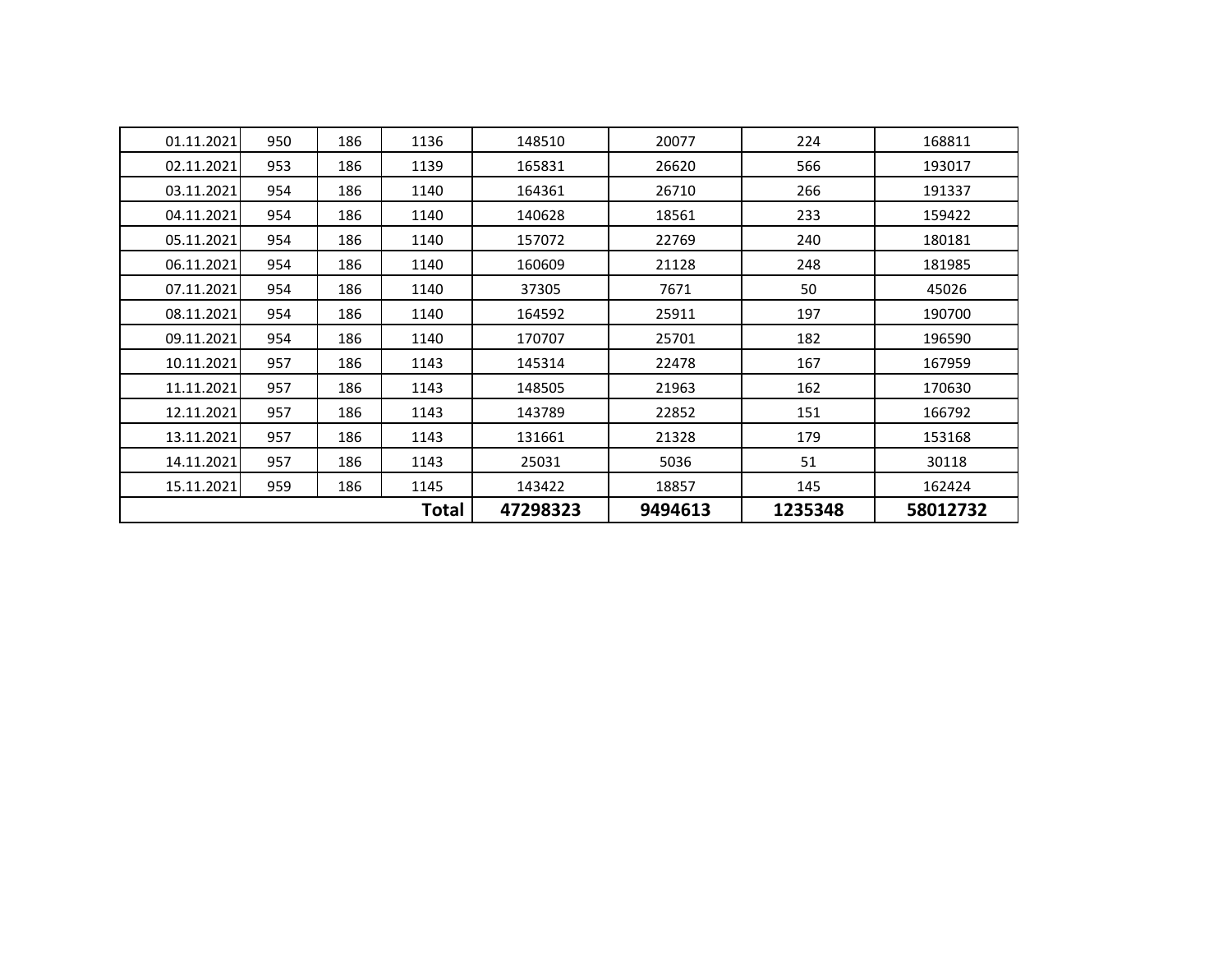| | | | | | | | |
|---|---|---|---|---|---|---|---|
| 01.11.2021 | 950 | 186 | 1136 | 148510 | 20077 | 224 | 168811 |
| 02.11.2021 | 953 | 186 | 1139 | 165831 | 26620 | 566 | 193017 |
| 03.11.2021 | 954 | 186 | 1140 | 164361 | 26710 | 266 | 191337 |
| 04.11.2021 | 954 | 186 | 1140 | 140628 | 18561 | 233 | 159422 |
| 05.11.2021 | 954 | 186 | 1140 | 157072 | 22769 | 240 | 180181 |
| 06.11.2021 | 954 | 186 | 1140 | 160609 | 21128 | 248 | 181985 |
| 07.11.2021 | 954 | 186 | 1140 | 37305 | 7671 | 50 | 45026 |
| 08.11.2021 | 954 | 186 | 1140 | 164592 | 25911 | 197 | 190700 |
| 09.11.2021 | 954 | 186 | 1140 | 170707 | 25701 | 182 | 196590 |
| 10.11.2021 | 957 | 186 | 1143 | 145314 | 22478 | 167 | 167959 |
| 11.11.2021 | 957 | 186 | 1143 | 148505 | 21963 | 162 | 170630 |
| 12.11.2021 | 957 | 186 | 1143 | 143789 | 22852 | 151 | 166792 |
| 13.11.2021 | 957 | 186 | 1143 | 131661 | 21328 | 179 | 153168 |
| 14.11.2021 | 957 | 186 | 1143 | 25031 | 5036 | 51 | 30118 |
| 15.11.2021 | 959 | 186 | 1145 | 143422 | 18857 | 145 | 162424 |
| | | | **Total** | **47298323** | **9494613** | **1235348** | **58012732** |